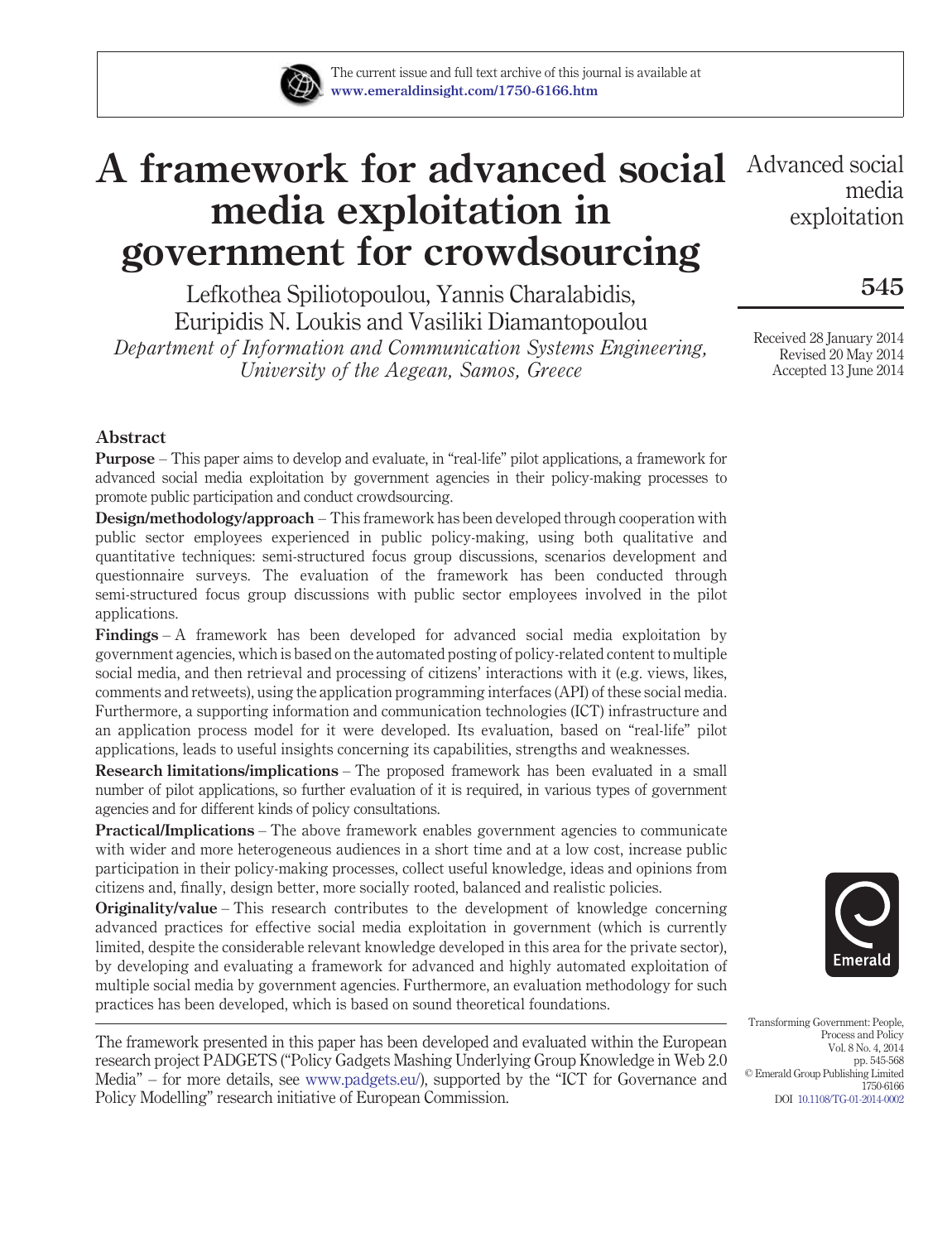# A framework for advanced social media exploitation in government for crowdsourcing

Lefkothea Spiliotopoulou, Yannis Charalabidis, Euripidis N. Loukis and Vasiliki Diamantopoulou

*Department of Information and Communication Systems Engineering, University of the Aegean, Samos, Greece*

Received 28 January 2014
Revised 20 May 2014
Accepted 13 June 2014

## Abstract

**Purpose** – This paper aims to develop and evaluate, in "real-life" pilot applications, a framework for advanced social media exploitation by government agencies in their policy-making processes to promote public participation and conduct crowdsourcing.

**Design/methodology/approach** – This framework has been developed through cooperation with public sector employees experienced in public policy-making, using both qualitative and quantitative techniques: semi-structured focus group discussions, scenarios development and questionnaire surveys. The evaluation of the framework has been conducted through semi-structured focus group discussions with public sector employees involved in the pilot applications.

**Findings** – A framework has been developed for advanced social media exploitation by government agencies, which is based on the automated posting of policy-related content to multiple social media, and then retrieval and processing of citizens' interactions with it (e.g. views, likes, comments and retweets), using the application programming interfaces (API) of these social media. Furthermore, a supporting information and communication technologies (ICT) infrastructure and an application process model for it were developed. Its evaluation, based on "real-life" pilot applications, leads to useful insights concerning its capabilities, strengths and weaknesses.

**Research limitations/implications** – The proposed framework has been evaluated in a small number of pilot applications, so further evaluation of it is required, in various types of government agencies and for different kinds of policy consultations.

**Practical/Implications** – The above framework enables government agencies to communicate with wider and more heterogeneous audiences in a short time and at a low cost, increase public participation in their policy-making processes, collect useful knowledge, ideas and opinions from citizens and, finally, design better, more socially rooted, balanced and realistic policies.

**Originality/value** – This research contributes to the development of knowledge concerning advanced practices for effective social media exploitation in government (which is currently limited, despite the considerable relevant knowledge developed in this area for the private sector), by developing and evaluating a framework for advanced and highly automated exploitation of multiple social media by government agencies. Furthermore, an evaluation methodology for such practices has been developed, which is based on sound theoretical foundations.

The framework presented in this paper has been developed and evaluated within the European research project PADGETS ("Policy Gadgets Mashing Underlying Group Knowledge in Web 2.0 Media" – for more details, see www.padgets.eu/), supported by the "ICT for Governance and Policy Modelling" research initiative of European Commission.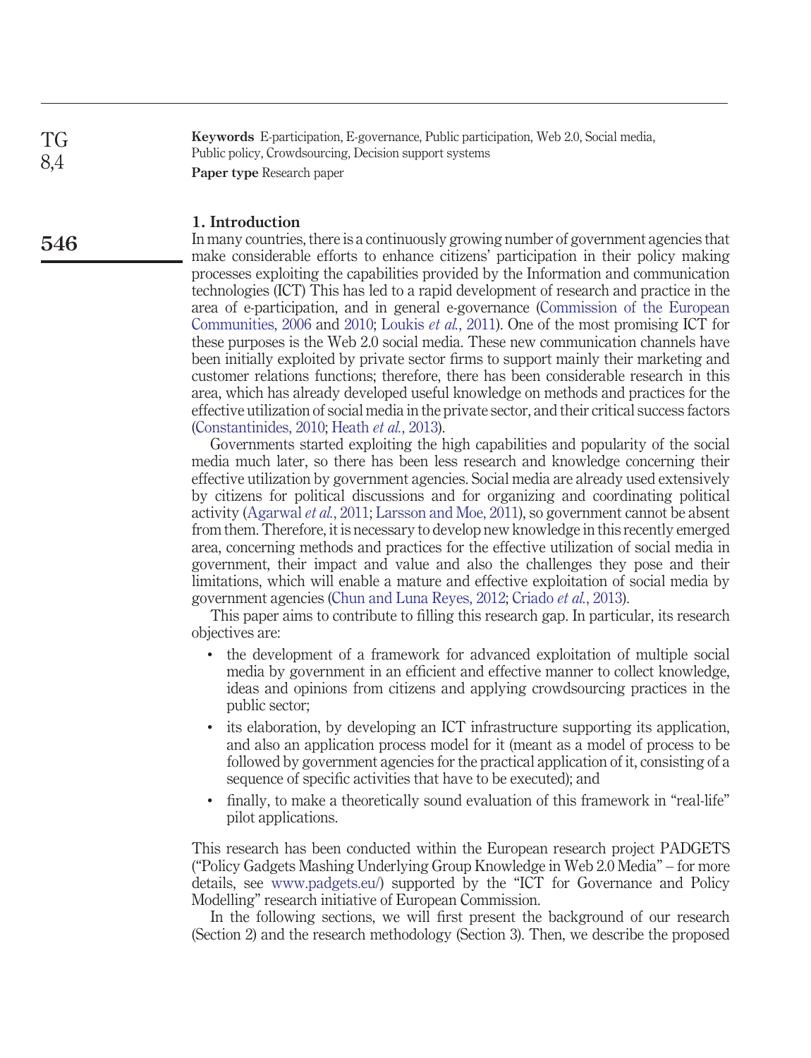**Keywords** E-participation, E-governance, Public participation, Web 2.0, Social media, Public policy, Crowdsourcing, Decision support systems

**Paper type** Research paper

## 1. Introduction

In many countries, there is a continuously growing number of government agencies that make considerable efforts to enhance citizens' participation in their policy making processes exploiting the capabilities provided by the Information and communication technologies (ICT) This has led to a rapid development of research and practice in the area of e-participation, and in general e-governance (Commission of the European Communities, 2006 and 2010; Loukis *et al.*, 2011). One of the most promising ICT for these purposes is the Web 2.0 social media. These new communication channels have been initially exploited by private sector firms to support mainly their marketing and customer relations functions; therefore, there has been considerable research in this area, which has already developed useful knowledge on methods and practices for the effective utilization of social media in the private sector, and their critical success factors (Constantinides, 2010; Heath *et al.*, 2013).

Governments started exploiting the high capabilities and popularity of the social media much later, so there has been less research and knowledge concerning their effective utilization by government agencies. Social media are already used extensively by citizens for political discussions and for organizing and coordinating political activity (Agarwal *et al.*, 2011; Larsson and Moe, 2011), so government cannot be absent from them. Therefore, it is necessary to develop new knowledge in this recently emerged area, concerning methods and practices for the effective utilization of social media in government, their impact and value and also the challenges they pose and their limitations, which will enable a mature and effective exploitation of social media by government agencies (Chun and Luna Reyes, 2012; Criado *et al.*, 2013).

This paper aims to contribute to filling this research gap. In particular, its research objectives are:

- the development of a framework for advanced exploitation of multiple social media by government in an efficient and effective manner to collect knowledge, ideas and opinions from citizens and applying crowdsourcing practices in the public sector;
- its elaboration, by developing an ICT infrastructure supporting its application, and also an application process model for it (meant as a model of process to be followed by government agencies for the practical application of it, consisting of a sequence of specific activities that have to be executed); and
- finally, to make a theoretically sound evaluation of this framework in "real-life" pilot applications.

This research has been conducted within the European research project PADGETS ("Policy Gadgets Mashing Underlying Group Knowledge in Web 2.0 Media" – for more details, see www.padgets.eu/) supported by the "ICT for Governance and Policy Modelling" research initiative of European Commission.

In the following sections, we will first present the background of our research (Section 2) and the research methodology (Section 3). Then, we describe the proposed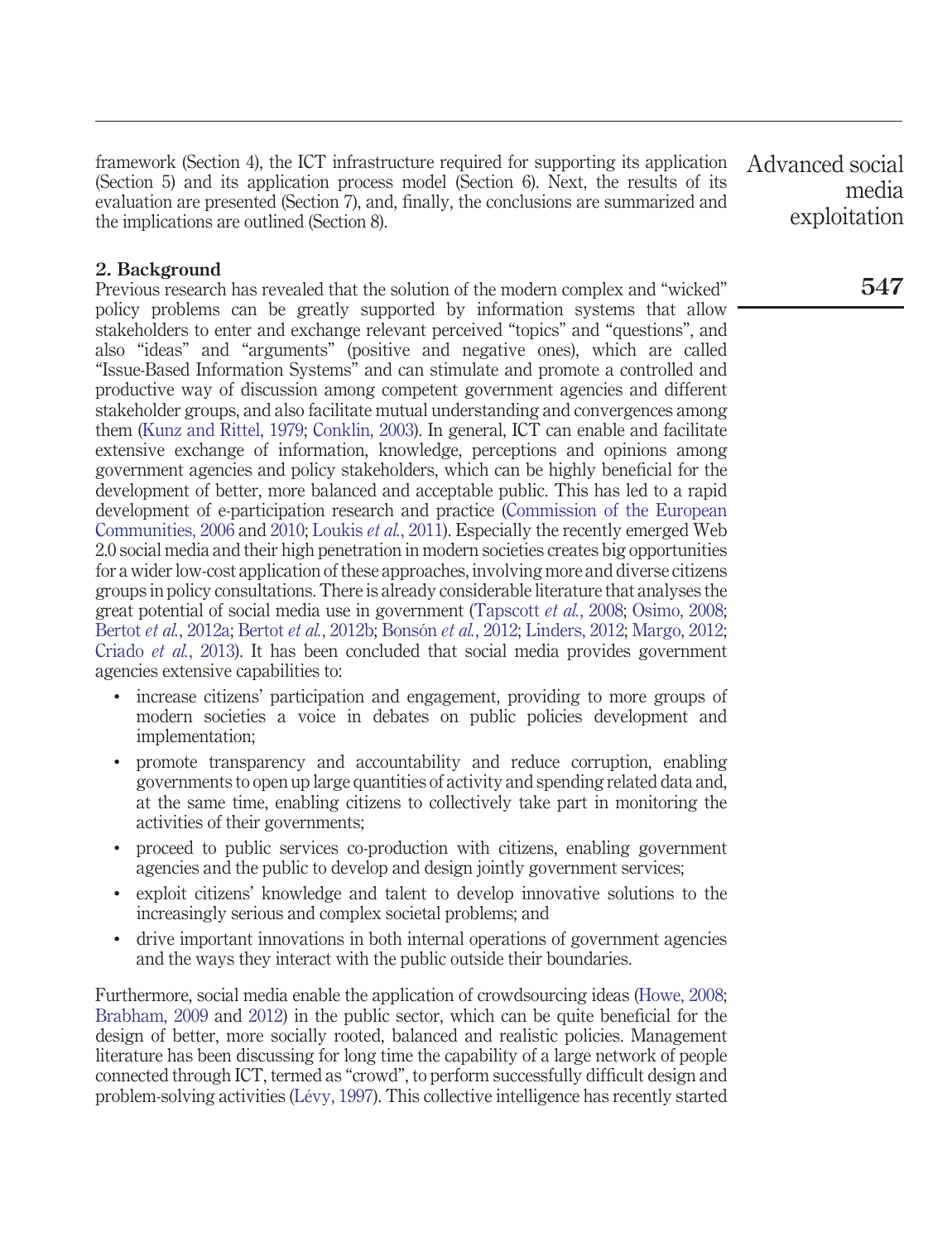framework (Section 4), the ICT infrastructure required for supporting its application (Section 5) and its application process model (Section 6). Next, the results of its evaluation are presented (Section 7), and, finally, the conclusions are summarized and the implications are outlined (Section 8).

## 2. Background

Previous research has revealed that the solution of the modern complex and "wicked" policy problems can be greatly supported by information systems that allow stakeholders to enter and exchange relevant perceived "topics" and "questions", and also "ideas" and "arguments" (positive and negative ones), which are called "Issue-Based Information Systems" and can stimulate and promote a controlled and productive way of discussion among competent government agencies and different stakeholder groups, and also facilitate mutual understanding and convergences among them (Kunz and Rittel, 1979; Conklin, 2003). In general, ICT can enable and facilitate extensive exchange of information, knowledge, perceptions and opinions among government agencies and policy stakeholders, which can be highly beneficial for the development of better, more balanced and acceptable public. This has led to a rapid development of e-participation research and practice (Commission of the European Communities, 2006 and 2010; Loukis *et al.*, 2011). Especially the recently emerged Web 2.0 social media and their high penetration in modern societies creates big opportunities for a wider low-cost application of these approaches, involving more and diverse citizens groups in policy consultations. There is already considerable literature that analyses the great potential of social media use in government (Tapscott *et al.*, 2008; Osimo, 2008; Bertot *et al.*, 2012a; Bertot *et al.*, 2012b; Bonsón *et al.*, 2012; Linders, 2012; Margo, 2012; Criado *et al.*, 2013). It has been concluded that social media provides government agencies extensive capabilities to:

- increase citizens' participation and engagement, providing to more groups of modern societies a voice in debates on public policies development and implementation;
- promote transparency and accountability and reduce corruption, enabling governments to open up large quantities of activity and spending related data and, at the same time, enabling citizens to collectively take part in monitoring the activities of their governments;
- proceed to public services co-production with citizens, enabling government agencies and the public to develop and design jointly government services;
- exploit citizens' knowledge and talent to develop innovative solutions to the increasingly serious and complex societal problems; and
- drive important innovations in both internal operations of government agencies and the ways they interact with the public outside their boundaries.

Furthermore, social media enable the application of crowdsourcing ideas (Howe, 2008; Brabham, 2009 and 2012) in the public sector, which can be quite beneficial for the design of better, more socially rooted, balanced and realistic policies. Management literature has been discussing for long time the capability of a large network of people connected through ICT, termed as "crowd", to perform successfully difficult design and problem-solving activities (Lévy, 1997). This collective intelligence has recently started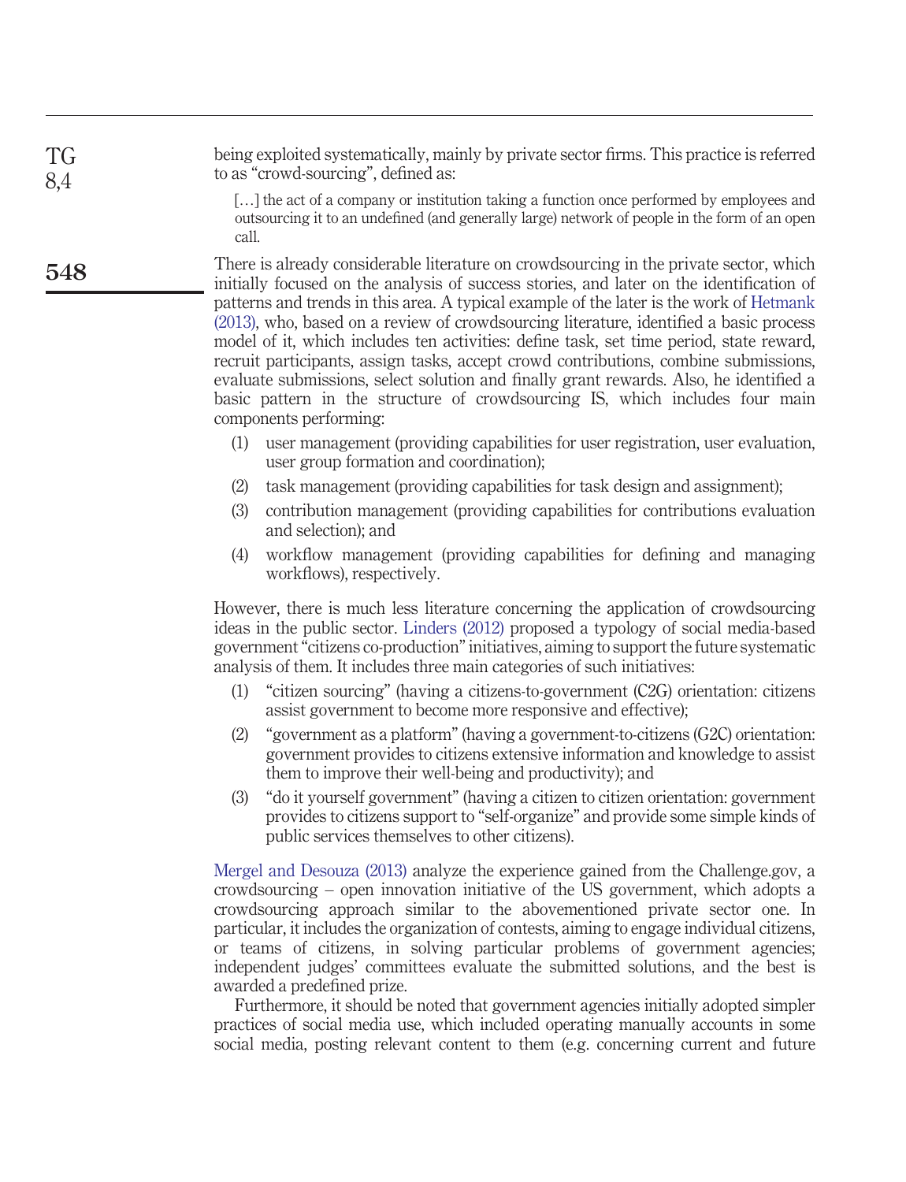being exploited systematically, mainly by private sector firms. This practice is referred to as "crowd-sourcing", defined as:

> […] the act of a company or institution taking a function once performed by employees and outsourcing it to an undefined (and generally large) network of people in the form of an open call.

There is already considerable literature on crowdsourcing in the private sector, which initially focused on the analysis of success stories, and later on the identification of patterns and trends in this area. A typical example of the later is the work of Hetmank (2013), who, based on a review of crowdsourcing literature, identified a basic process model of it, which includes ten activities: define task, set time period, state reward, recruit participants, assign tasks, accept crowd contributions, combine submissions, evaluate submissions, select solution and finally grant rewards. Also, he identified a basic pattern in the structure of crowdsourcing IS, which includes four main components performing:

1. user management (providing capabilities for user registration, user evaluation, user group formation and coordination);
2. task management (providing capabilities for task design and assignment);
3. contribution management (providing capabilities for contributions evaluation and selection); and
4. workflow management (providing capabilities for defining and managing workflows), respectively.

However, there is much less literature concerning the application of crowdsourcing ideas in the public sector. Linders (2012) proposed a typology of social media-based government "citizens co-production" initiatives, aiming to support the future systematic analysis of them. It includes three main categories of such initiatives:

1. "citizen sourcing" (having a citizens-to-government (C2G) orientation: citizens assist government to become more responsive and effective);
2. "government as a platform" (having a government-to-citizens (G2C) orientation: government provides to citizens extensive information and knowledge to assist them to improve their well-being and productivity); and
3. "do it yourself government" (having a citizen to citizen orientation: government provides to citizens support to "self-organize" and provide some simple kinds of public services themselves to other citizens).

Mergel and Desouza (2013) analyze the experience gained from the Challenge.gov, a crowdsourcing – open innovation initiative of the US government, which adopts a crowdsourcing approach similar to the abovementioned private sector one. In particular, it includes the organization of contests, aiming to engage individual citizens, or teams of citizens, in solving particular problems of government agencies; independent judges' committees evaluate the submitted solutions, and the best is awarded a predefined prize.

Furthermore, it should be noted that government agencies initially adopted simpler practices of social media use, which included operating manually accounts in some social media, posting relevant content to them (e.g. concerning current and future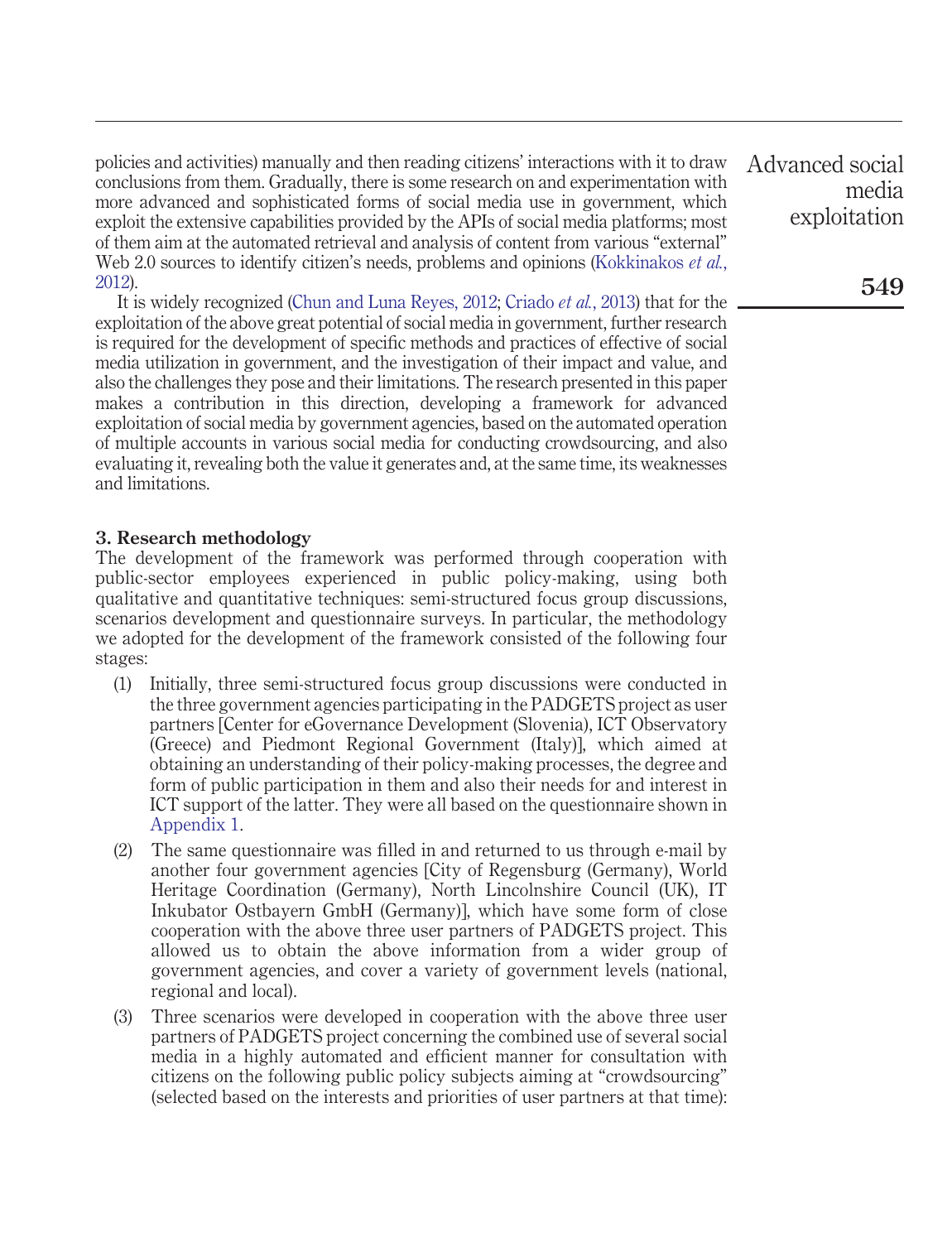policies and activities) manually and then reading citizens' interactions with it to draw conclusions from them. Gradually, there is some research on and experimentation with more advanced and sophisticated forms of social media use in government, which exploit the extensive capabilities provided by the APIs of social media platforms; most of them aim at the automated retrieval and analysis of content from various "external" Web 2.0 sources to identify citizen's needs, problems and opinions (Kokkinakos *et al.*, 2012).

It is widely recognized (Chun and Luna Reyes, 2012; Criado *et al.*, 2013) that for the exploitation of the above great potential of social media in government, further research is required for the development of specific methods and practices of effective of social media utilization in government, and the investigation of their impact and value, and also the challenges they pose and their limitations. The research presented in this paper makes a contribution in this direction, developing a framework for advanced exploitation of social media by government agencies, based on the automated operation of multiple accounts in various social media for conducting crowdsourcing, and also evaluating it, revealing both the value it generates and, at the same time, its weaknesses and limitations.

## 3. Research methodology

The development of the framework was performed through cooperation with public-sector employees experienced in public policy-making, using both qualitative and quantitative techniques: semi-structured focus group discussions, scenarios development and questionnaire surveys. In particular, the methodology we adopted for the development of the framework consisted of the following four stages:

(1) Initially, three semi-structured focus group discussions were conducted in the three government agencies participating in the PADGETS project as user partners [Center for eGovernance Development (Slovenia), ICT Observatory (Greece) and Piedmont Regional Government (Italy)], which aimed at obtaining an understanding of their policy-making processes, the degree and form of public participation in them and also their needs for and interest in ICT support of the latter. They were all based on the questionnaire shown in Appendix 1.

(2) The same questionnaire was filled in and returned to us through e-mail by another four government agencies [City of Regensburg (Germany), World Heritage Coordination (Germany), North Lincolnshire Council (UK), IT Inkubator Ostbayern GmbH (Germany)], which have some form of close cooperation with the above three user partners of PADGETS project. This allowed us to obtain the above information from a wider group of government agencies, and cover a variety of government levels (national, regional and local).

(3) Three scenarios were developed in cooperation with the above three user partners of PADGETS project concerning the combined use of several social media in a highly automated and efficient manner for consultation with citizens on the following public policy subjects aiming at "crowdsourcing" (selected based on the interests and priorities of user partners at that time):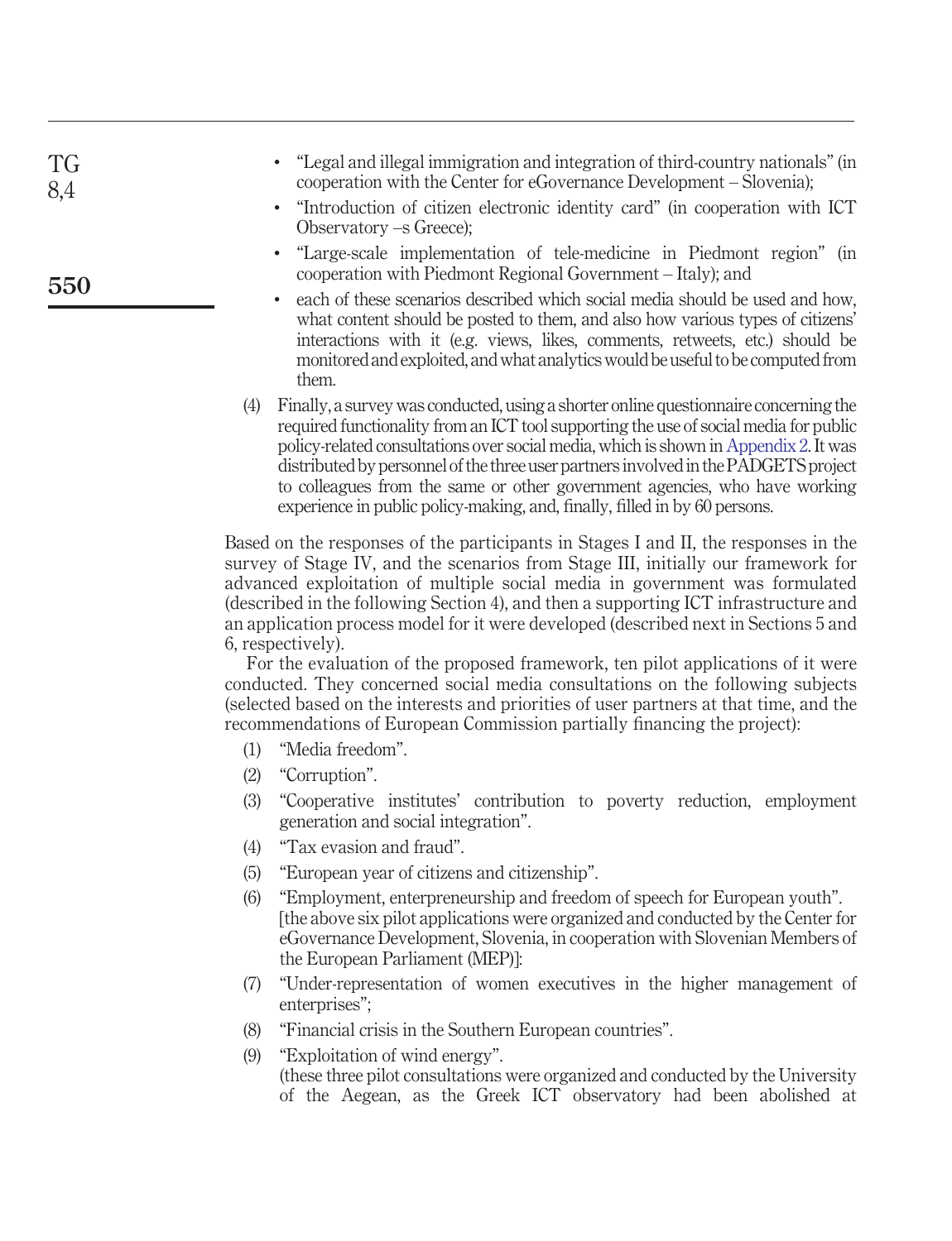- "Legal and illegal immigration and integration of third-country nationals" (in cooperation with the Center for eGovernance Development – Slovenia);
- "Introduction of citizen electronic identity card" (in cooperation with ICT Observatory –s Greece);
- "Large-scale implementation of tele-medicine in Piedmont region" (in cooperation with Piedmont Regional Government – Italy); and
- each of these scenarios described which social media should be used and how, what content should be posted to them, and also how various types of citizens' interactions with it (e.g. views, likes, comments, retweets, etc.) should be monitored and exploited, and what analytics would be useful to be computed from them.

(4) Finally, a survey was conducted, using a shorter online questionnaire concerning the required functionality from an ICT tool supporting the use of social media for public policy-related consultations over social media, which is shown in Appendix 2. It was distributed by personnel of the three user partners involved in the PADGETS project to colleagues from the same or other government agencies, who have working experience in public policy-making, and, finally, filled in by 60 persons.

Based on the responses of the participants in Stages I and II, the responses in the survey of Stage IV, and the scenarios from Stage III, initially our framework for advanced exploitation of multiple social media in government was formulated (described in the following Section 4), and then a supporting ICT infrastructure and an application process model for it were developed (described next in Sections 5 and 6, respectively).

For the evaluation of the proposed framework, ten pilot applications of it were conducted. They concerned social media consultations on the following subjects (selected based on the interests and priorities of user partners at that time, and the recommendations of European Commission partially financing the project):

(1) "Media freedom".
(2) "Corruption".
(3) "Cooperative institutes' contribution to poverty reduction, employment generation and social integration".
(4) "Tax evasion and fraud".
(5) "European year of citizens and citizenship".
(6) "Employment, enterpreneurship and freedom of speech for European youth".
[the above six pilot applications were organized and conducted by the Center for eGovernance Development, Slovenia, in cooperation with Slovenian Members of the European Parliament (MEP)]:
(7) "Under-representation of women executives in the higher management of enterprises";
(8) "Financial crisis in the Southern European countries".
(9) "Exploitation of wind energy".
(these three pilot consultations were organized and conducted by the University of the Aegean, as the Greek ICT observatory had been abolished at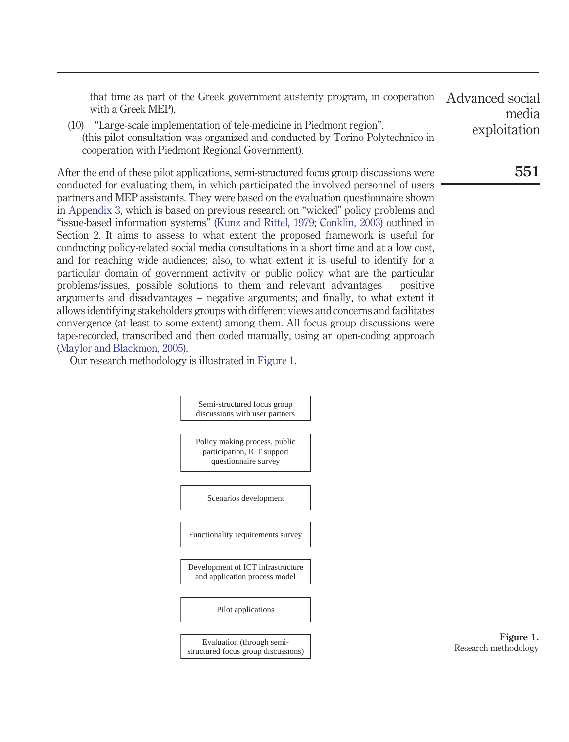that time as part of the Greek government austerity program, in cooperation with a Greek MEP),

(10) "Large-scale implementation of tele-medicine in Piedmont region".
(this pilot consultation was organized and conducted by Torino Polytechnico in cooperation with Piedmont Regional Government).

After the end of these pilot applications, semi-structured focus group discussions were conducted for evaluating them, in which participated the involved personnel of users partners and MEP assistants. They were based on the evaluation questionnaire shown in Appendix 3, which is based on previous research on "wicked" policy problems and "issue-based information systems" (Kunz and Rittel, 1979; Conklin, 2003) outlined in Section 2. It aims to assess to what extent the proposed framework is useful for conducting policy-related social media consultations in a short time and at a low cost, and for reaching wide audiences; also, to what extent it is useful to identify for a particular domain of government activity or public policy what are the particular problems/issues, possible solutions to them and relevant advantages – positive arguments and disadvantages – negative arguments; and finally, to what extent it allows identifying stakeholders groups with different views and concerns and facilitates convergence (at least to some extent) among them. All focus group discussions were tape-recorded, transcribed and then coded manually, using an open-coding approach (Maylor and Blackmon, 2005).

Our research methodology is illustrated in Figure 1.

Semi-structured focus group discussions with user partners

Policy making process, public participation, ICT support questionnaire survey

Scenarios development

Functionality requirements survey

Development of ICT infrastructure and application process model

Pilot applications

Evaluation (through semi-structured focus group discussions)

**Figure 1.**
Research methodology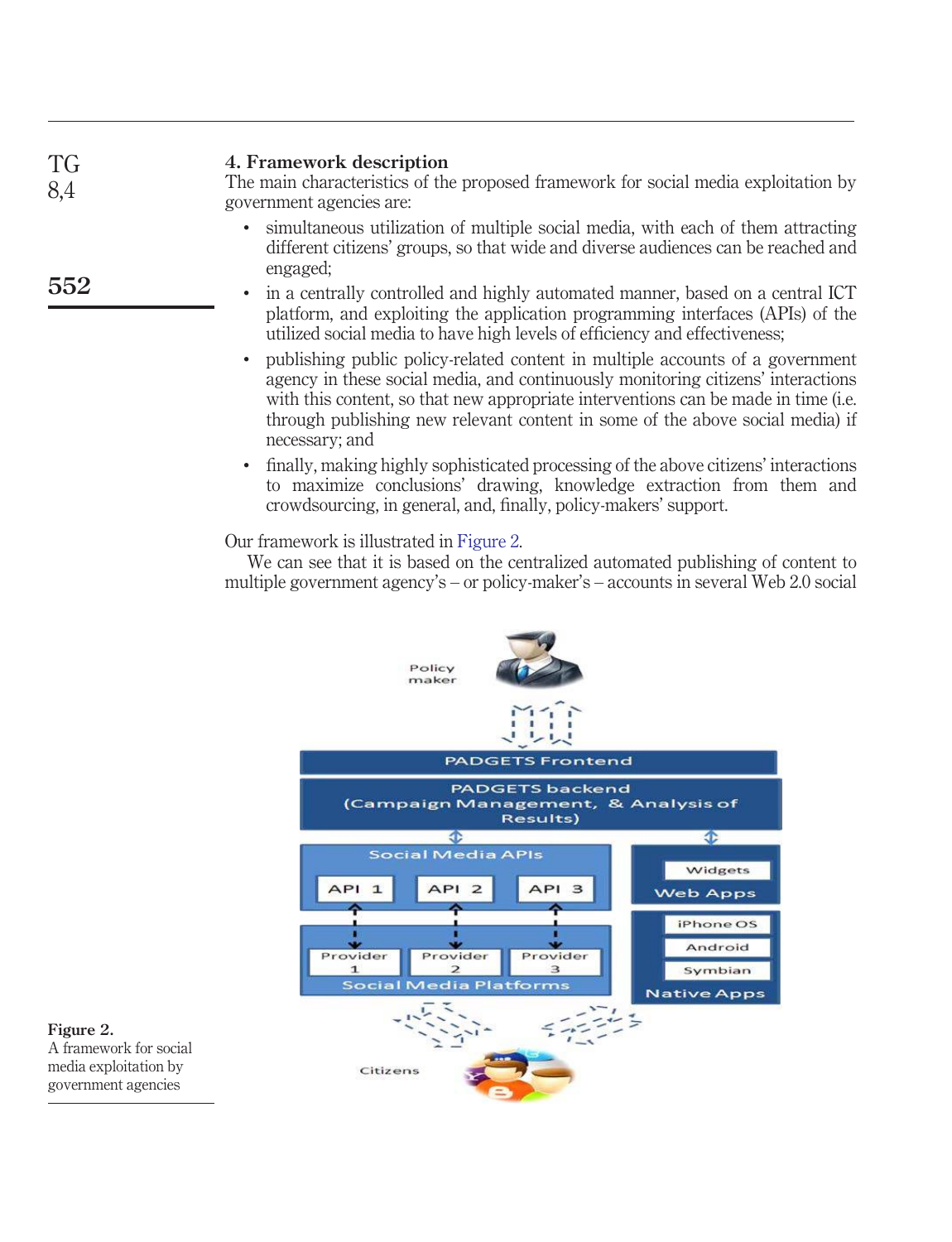## 4. Framework description

The main characteristics of the proposed framework for social media exploitation by government agencies are:

- simultaneous utilization of multiple social media, with each of them attracting different citizens' groups, so that wide and diverse audiences can be reached and engaged;
- in a centrally controlled and highly automated manner, based on a central ICT platform, and exploiting the application programming interfaces (APIs) of the utilized social media to have high levels of efficiency and effectiveness;
- publishing public policy-related content in multiple accounts of a government agency in these social media, and continuously monitoring citizens' interactions with this content, so that new appropriate interventions can be made in time (i.e. through publishing new relevant content in some of the above social media) if necessary; and
- finally, making highly sophisticated processing of the above citizens' interactions to maximize conclusions' drawing, knowledge extraction from them and crowdsourcing, in general, and, finally, policy-makers' support.

Our framework is illustrated in Figure 2.

We can see that it is based on the centralized automated publishing of content to multiple government agency's – or policy-maker's – accounts in several Web 2.0 social

Policy maker

PADGETS Frontend

PADGETS backend (Campaign Management, & Analysis of Results)

Social Media APIs

API 1

API 2

API 3

Provider 1

Provider 2

Provider 3

Social Media Platforms

Widgets

Web Apps

iPhone OS

Android

Symbian

Native Apps

Citizens

**Figure 2.** A framework for social media exploitation by government agencies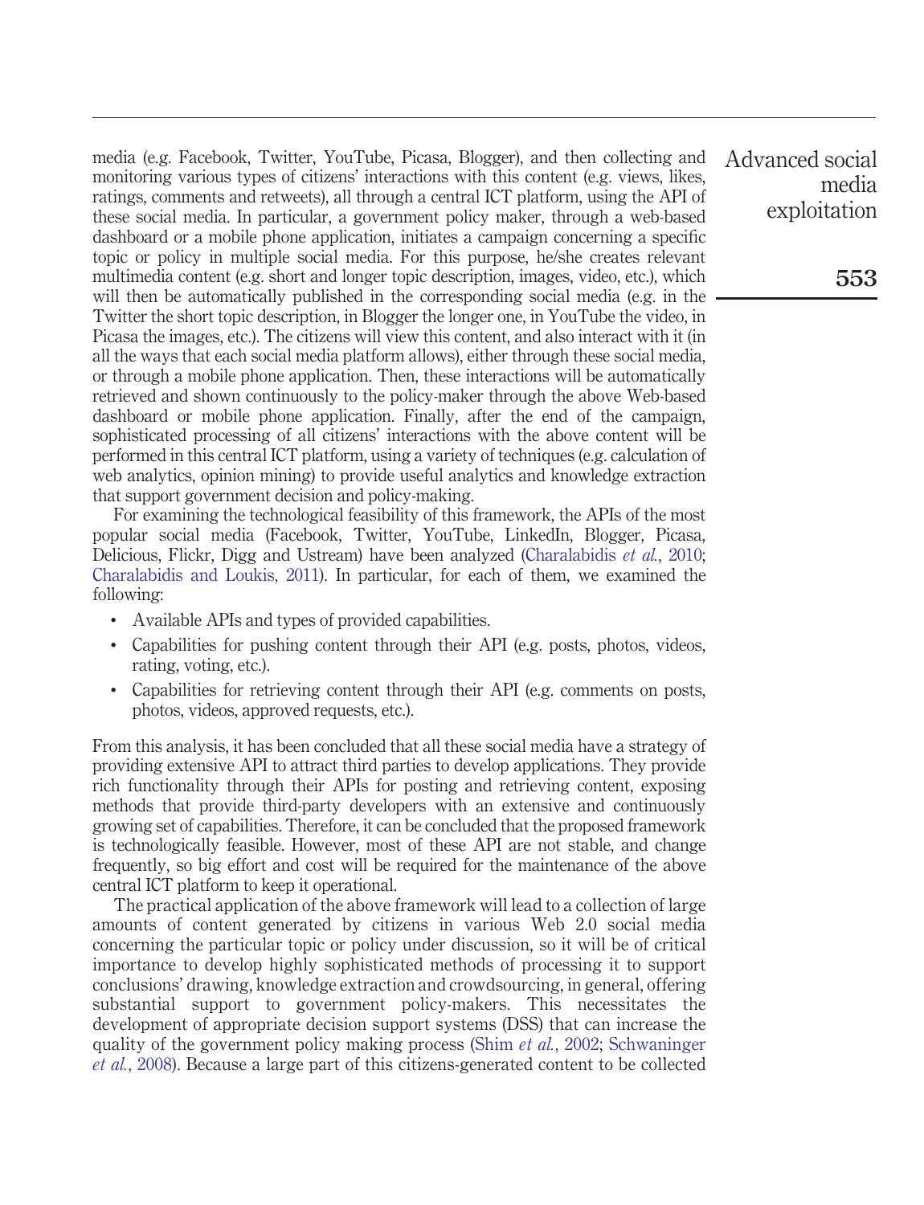media (e.g. Facebook, Twitter, YouTube, Picasa, Blogger), and then collecting and monitoring various types of citizens' interactions with this content (e.g. views, likes, ratings, comments and retweets), all through a central ICT platform, using the API of these social media. In particular, a government policy maker, through a web-based dashboard or a mobile phone application, initiates a campaign concerning a specific topic or policy in multiple social media. For this purpose, he/she creates relevant multimedia content (e.g. short and longer topic description, images, video, etc.), which will then be automatically published in the corresponding social media (e.g. in the Twitter the short topic description, in Blogger the longer one, in YouTube the video, in Picasa the images, etc.). The citizens will view this content, and also interact with it (in all the ways that each social media platform allows), either through these social media, or through a mobile phone application. Then, these interactions will be automatically retrieved and shown continuously to the policy-maker through the above Web-based dashboard or mobile phone application. Finally, after the end of the campaign, sophisticated processing of all citizens' interactions with the above content will be performed in this central ICT platform, using a variety of techniques (e.g. calculation of web analytics, opinion mining) to provide useful analytics and knowledge extraction that support government decision and policy-making.

For examining the technological feasibility of this framework, the APIs of the most popular social media (Facebook, Twitter, YouTube, LinkedIn, Blogger, Picasa, Delicious, Flickr, Digg and Ustream) have been analyzed (Charalabidis *et al.*, 2010; Charalabidis and Loukis, 2011). In particular, for each of them, we examined the following:

- Available APIs and types of provided capabilities.
- Capabilities for pushing content through their API (e.g. posts, photos, videos, rating, voting, etc.).
- Capabilities for retrieving content through their API (e.g. comments on posts, photos, videos, approved requests, etc.).

From this analysis, it has been concluded that all these social media have a strategy of providing extensive API to attract third parties to develop applications. They provide rich functionality through their APIs for posting and retrieving content, exposing methods that provide third-party developers with an extensive and continuously growing set of capabilities. Therefore, it can be concluded that the proposed framework is technologically feasible. However, most of these API are not stable, and change frequently, so big effort and cost will be required for the maintenance of the above central ICT platform to keep it operational.

The practical application of the above framework will lead to a collection of large amounts of content generated by citizens in various Web 2.0 social media concerning the particular topic or policy under discussion, so it will be of critical importance to develop highly sophisticated methods of processing it to support conclusions' drawing, knowledge extraction and crowdsourcing, in general, offering substantial support to government policy-makers. This necessitates the development of appropriate decision support systems (DSS) that can increase the quality of the government policy making process (Shim *et al.*, 2002; Schwaninger *et al.*, 2008). Because a large part of this citizens-generated content to be collected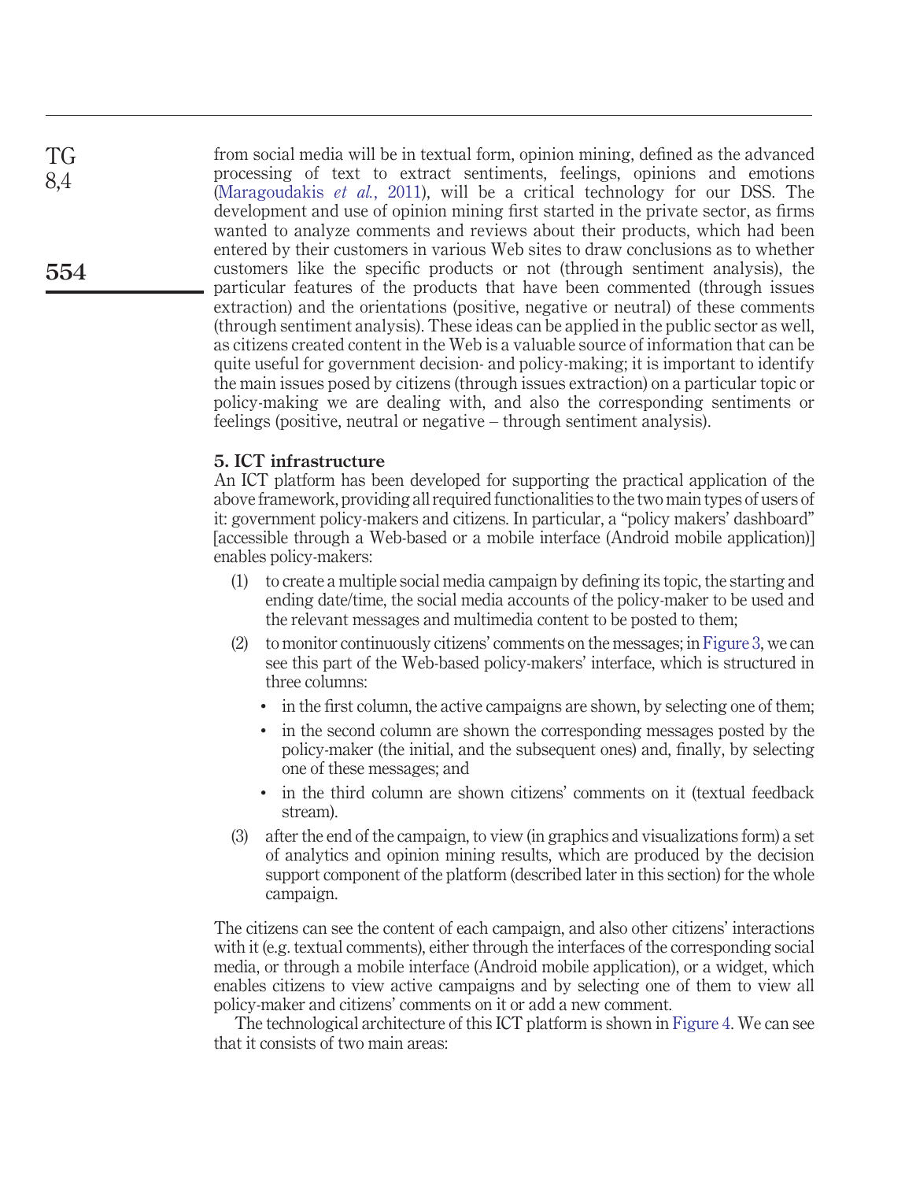from social media will be in textual form, opinion mining, defined as the advanced processing of text to extract sentiments, feelings, opinions and emotions (Maragoudakis *et al.*, 2011), will be a critical technology for our DSS. The development and use of opinion mining first started in the private sector, as firms wanted to analyze comments and reviews about their products, which had been entered by their customers in various Web sites to draw conclusions as to whether customers like the specific products or not (through sentiment analysis), the particular features of the products that have been commented (through issues extraction) and the orientations (positive, negative or neutral) of these comments (through sentiment analysis). These ideas can be applied in the public sector as well, as citizens created content in the Web is a valuable source of information that can be quite useful for government decision- and policy-making; it is important to identify the main issues posed by citizens (through issues extraction) on a particular topic or policy-making we are dealing with, and also the corresponding sentiments or feelings (positive, neutral or negative – through sentiment analysis).

## 5. ICT infrastructure

An ICT platform has been developed for supporting the practical application of the above framework, providing all required functionalities to the two main types of users of it: government policy-makers and citizens. In particular, a "policy makers' dashboard" [accessible through a Web-based or a mobile interface (Android mobile application)] enables policy-makers:

1. to create a multiple social media campaign by defining its topic, the starting and ending date/time, the social media accounts of the policy-maker to be used and the relevant messages and multimedia content to be posted to them;
2. to monitor continuously citizens' comments on the messages; in Figure 3, we can see this part of the Web-based policy-makers' interface, which is structured in three columns:
   - in the first column, the active campaigns are shown, by selecting one of them;
   - in the second column are shown the corresponding messages posted by the policy-maker (the initial, and the subsequent ones) and, finally, by selecting one of these messages; and
   - in the third column are shown citizens' comments on it (textual feedback stream).
3. after the end of the campaign, to view (in graphics and visualizations form) a set of analytics and opinion mining results, which are produced by the decision support component of the platform (described later in this section) for the whole campaign.

The citizens can see the content of each campaign, and also other citizens' interactions with it (e.g. textual comments), either through the interfaces of the corresponding social media, or through a mobile interface (Android mobile application), or a widget, which enables citizens to view active campaigns and by selecting one of them to view all policy-maker and citizens' comments on it or add a new comment.

The technological architecture of this ICT platform is shown in Figure 4. We can see that it consists of two main areas: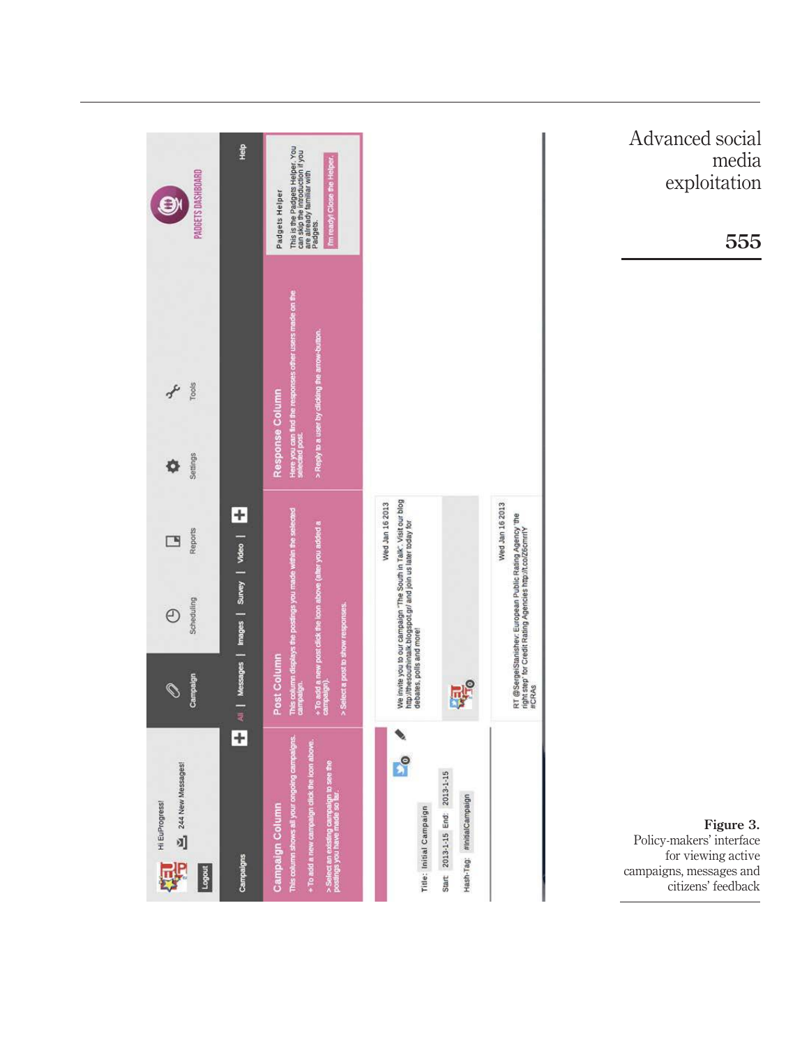Figure 3.
Policy-makers' interface for viewing active campaigns, messages and citizens' feedback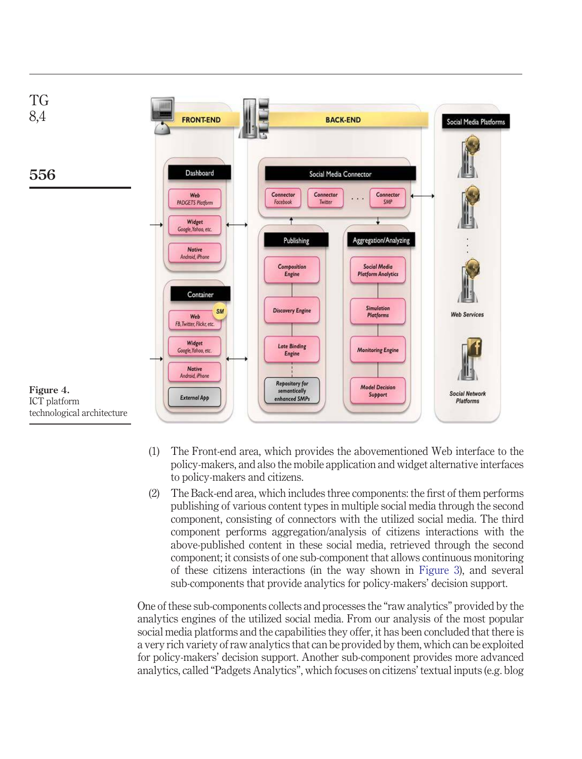Figure 4.
ICT platform technological architecture

(1) The Front-end area, which provides the abovementioned Web interface to the policy-makers, and also the mobile application and widget alternative interfaces to policy-makers and citizens.

(2) The Back-end area, which includes three components: the first of them performs publishing of various content types in multiple social media through the second component, consisting of connectors with the utilized social media. The third component performs aggregation/analysis of citizens interactions with the above-published content in these social media, retrieved through the second component; it consists of one sub-component that allows continuous monitoring of these citizens interactions (in the way shown in Figure 3), and several sub-components that provide analytics for policy-makers' decision support.

One of these sub-components collects and processes the "raw analytics" provided by the analytics engines of the utilized social media. From our analysis of the most popular social media platforms and the capabilities they offer, it has been concluded that there is a very rich variety of raw analytics that can be provided by them, which can be exploited for policy-makers' decision support. Another sub-component provides more advanced analytics, called "Padgets Analytics", which focuses on citizens' textual inputs (e.g. blog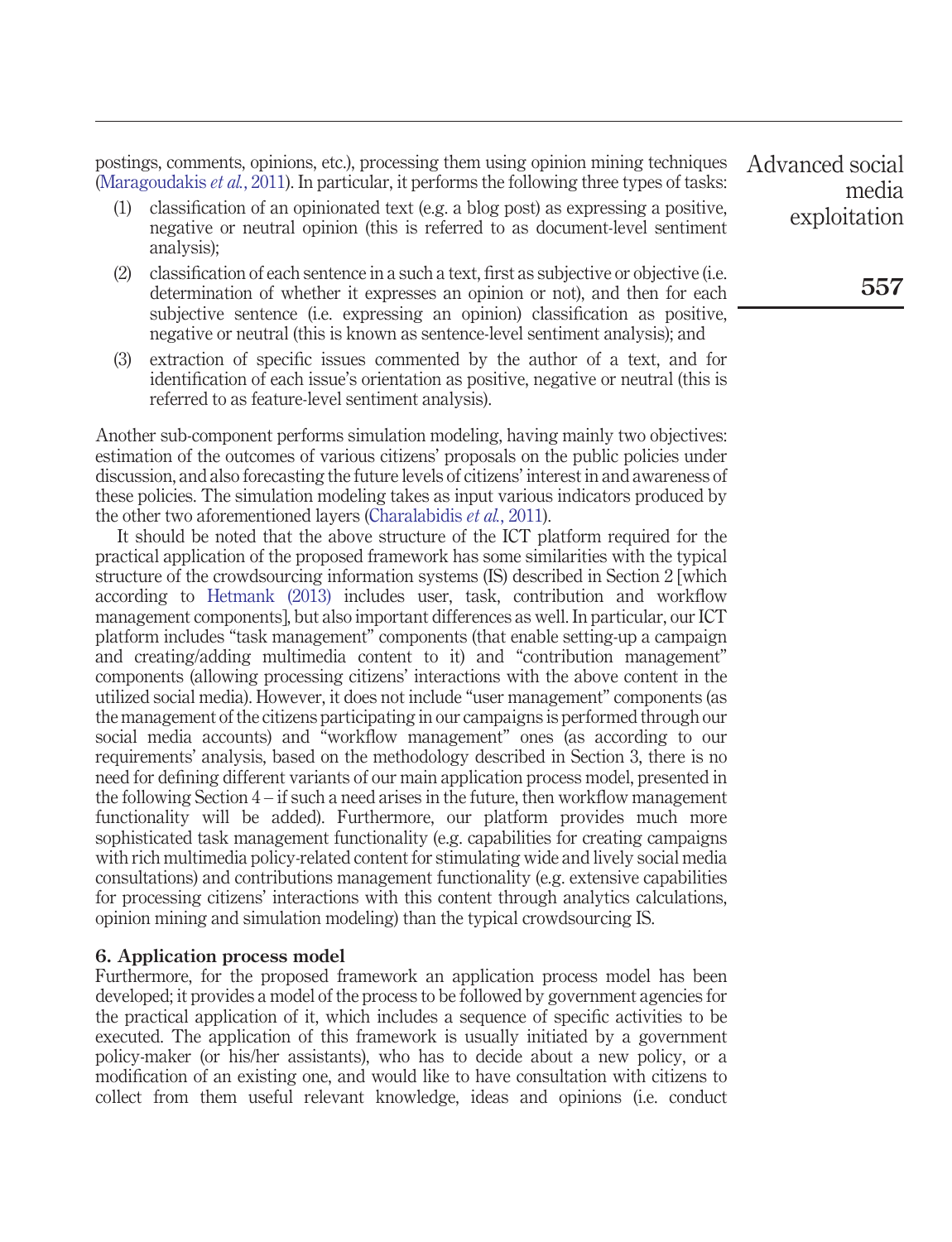postings, comments, opinions, etc.), processing them using opinion mining techniques (Maragoudakis *et al.*, 2011). In particular, it performs the following three types of tasks:

1. classification of an opinionated text (e.g. a blog post) as expressing a positive, negative or neutral opinion (this is referred to as document-level sentiment analysis);
2. classification of each sentence in a such a text, first as subjective or objective (i.e. determination of whether it expresses an opinion or not), and then for each subjective sentence (i.e. expressing an opinion) classification as positive, negative or neutral (this is known as sentence-level sentiment analysis); and
3. extraction of specific issues commented by the author of a text, and for identification of each issue's orientation as positive, negative or neutral (this is referred to as feature-level sentiment analysis).

Another sub-component performs simulation modeling, having mainly two objectives: estimation of the outcomes of various citizens' proposals on the public policies under discussion, and also forecasting the future levels of citizens' interest in and awareness of these policies. The simulation modeling takes as input various indicators produced by the other two aforementioned layers (Charalabidis *et al.*, 2011).

It should be noted that the above structure of the ICT platform required for the practical application of the proposed framework has some similarities with the typical structure of the crowdsourcing information systems (IS) described in Section 2 [which according to Hetmank (2013) includes user, task, contribution and workflow management components], but also important differences as well. In particular, our ICT platform includes "task management" components (that enable setting-up a campaign and creating/adding multimedia content to it) and "contribution management" components (allowing processing citizens' interactions with the above content in the utilized social media). However, it does not include "user management" components (as the management of the citizens participating in our campaigns is performed through our social media accounts) and "workflow management" ones (as according to our requirements' analysis, based on the methodology described in Section 3, there is no need for defining different variants of our main application process model, presented in the following Section 4 – if such a need arises in the future, then workflow management functionality will be added). Furthermore, our platform provides much more sophisticated task management functionality (e.g. capabilities for creating campaigns with rich multimedia policy-related content for stimulating wide and lively social media consultations) and contributions management functionality (e.g. extensive capabilities for processing citizens' interactions with this content through analytics calculations, opinion mining and simulation modeling) than the typical crowdsourcing IS.

## 6. Application process model

Furthermore, for the proposed framework an application process model has been developed; it provides a model of the process to be followed by government agencies for the practical application of it, which includes a sequence of specific activities to be executed. The application of this framework is usually initiated by a government policy-maker (or his/her assistants), who has to decide about a new policy, or a modification of an existing one, and would like to have consultation with citizens to collect from them useful relevant knowledge, ideas and opinions (i.e. conduct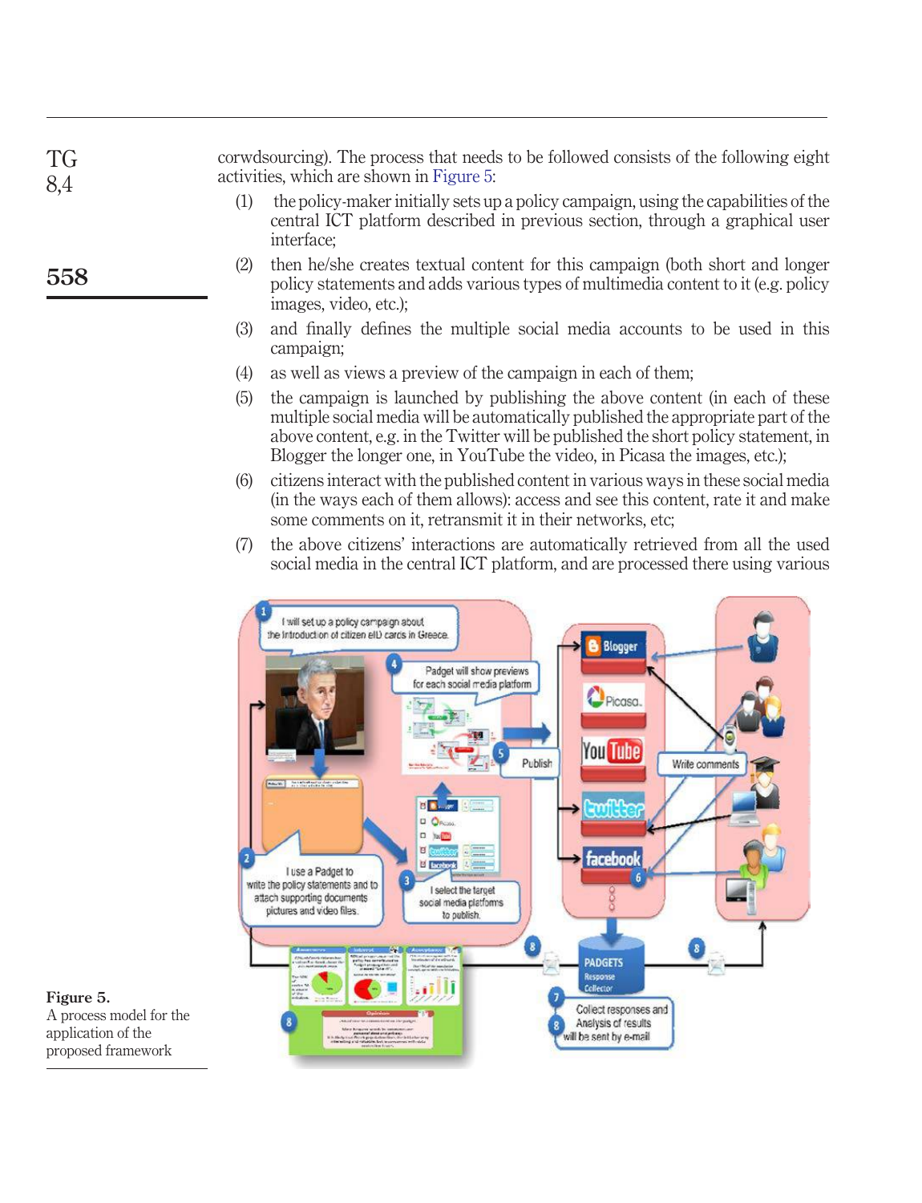corwdsourcing). The process that needs to be followed consists of the following eight activities, which are shown in Figure 5:

(1) the policy-maker initially sets up a policy campaign, using the capabilities of the central ICT platform described in previous section, through a graphical user interface;

(2) then he/she creates textual content for this campaign (both short and longer policy statements and adds various types of multimedia content to it (e.g. policy images, video, etc.);

(3) and finally defines the multiple social media accounts to be used in this campaign;

(4) as well as views a preview of the campaign in each of them;

(5) the campaign is launched by publishing the above content (in each of these multiple social media will be automatically published the appropriate part of the above content, e.g. in the Twitter will be published the short policy statement, in Blogger the longer one, in YouTube the video, in Picasa the images, etc.);

(6) citizens interact with the published content in various ways in these social media (in the ways each of them allows): access and see this content, rate it and make some comments on it, retransmit it in their networks, etc;

(7) the above citizens' interactions are automatically retrieved from all the used social media in the central ICT platform, and are processed there using various

1 I will set up a policy campaign about the Introduction of citizen eID cards in Greece.

4 Padget will show previews for each social media platform

5 Publish

2 I use a Padget to write the policy statements and to attach supporting documents pictures and video files.

3 I select the target social media platforms to publish.

Blogger

Picasa

YouTube

twitter

facebook

6

Write comments

8

PADGETS Response Collector

7 Collect responses and Analysis of results

8 will be sent by e-mail

Figure 5.
A process model for the application of the proposed framework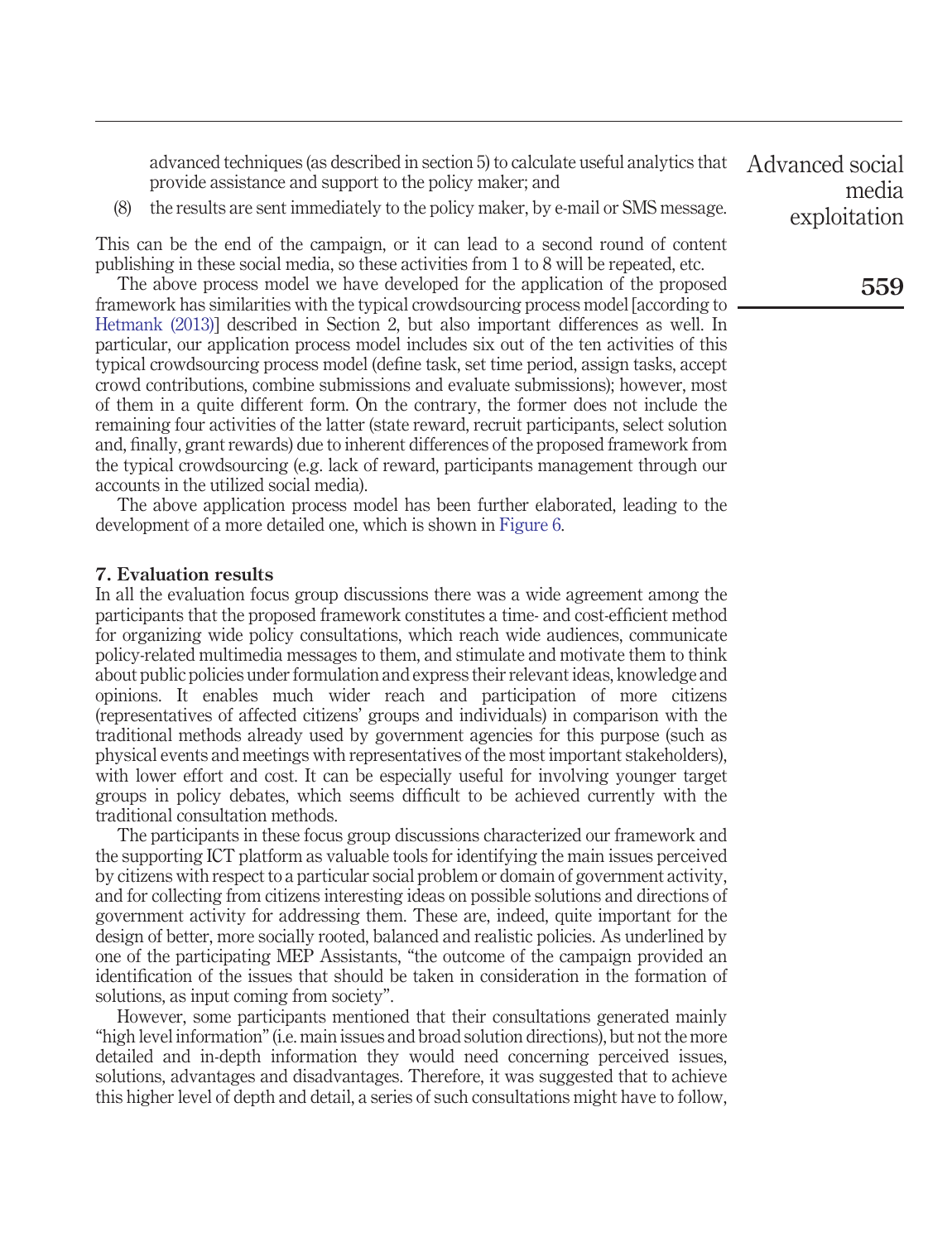advanced techniques (as described in section 5) to calculate useful analytics that provide assistance and support to the policy maker; and

(8) the results are sent immediately to the policy maker, by e-mail or SMS message.

This can be the end of the campaign, or it can lead to a second round of content publishing in these social media, so these activities from 1 to 8 will be repeated, etc.

The above process model we have developed for the application of the proposed framework has similarities with the typical crowdsourcing process model [according to Hetmank (2013)] described in Section 2, but also important differences as well. In particular, our application process model includes six out of the ten activities of this typical crowdsourcing process model (define task, set time period, assign tasks, accept crowd contributions, combine submissions and evaluate submissions); however, most of them in a quite different form. On the contrary, the former does not include the remaining four activities of the latter (state reward, recruit participants, select solution and, finally, grant rewards) due to inherent differences of the proposed framework from the typical crowdsourcing (e.g. lack of reward, participants management through our accounts in the utilized social media).

The above application process model has been further elaborated, leading to the development of a more detailed one, which is shown in Figure 6.

## 7. Evaluation results

In all the evaluation focus group discussions there was a wide agreement among the participants that the proposed framework constitutes a time- and cost-efficient method for organizing wide policy consultations, which reach wide audiences, communicate policy-related multimedia messages to them, and stimulate and motivate them to think about public policies under formulation and express their relevant ideas, knowledge and opinions. It enables much wider reach and participation of more citizens (representatives of affected citizens' groups and individuals) in comparison with the traditional methods already used by government agencies for this purpose (such as physical events and meetings with representatives of the most important stakeholders), with lower effort and cost. It can be especially useful for involving younger target groups in policy debates, which seems difficult to be achieved currently with the traditional consultation methods.

The participants in these focus group discussions characterized our framework and the supporting ICT platform as valuable tools for identifying the main issues perceived by citizens with respect to a particular social problem or domain of government activity, and for collecting from citizens interesting ideas on possible solutions and directions of government activity for addressing them. These are, indeed, quite important for the design of better, more socially rooted, balanced and realistic policies. As underlined by one of the participating MEP Assistants, "the outcome of the campaign provided an identification of the issues that should be taken in consideration in the formation of solutions, as input coming from society".

However, some participants mentioned that their consultations generated mainly "high level information" (i.e. main issues and broad solution directions), but not the more detailed and in-depth information they would need concerning perceived issues, solutions, advantages and disadvantages. Therefore, it was suggested that to achieve this higher level of depth and detail, a series of such consultations might have to follow,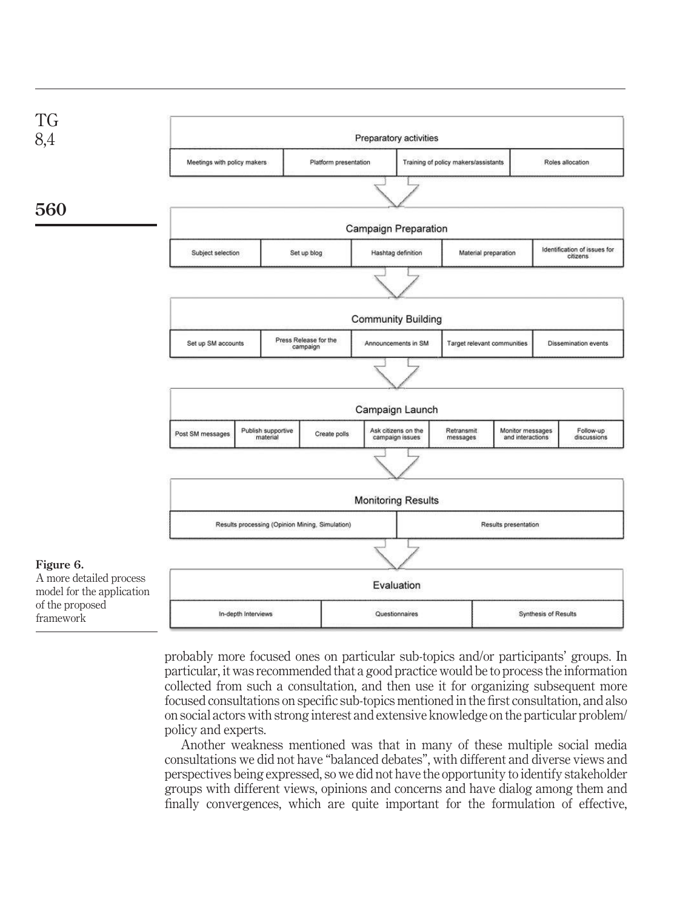Preparatory activities

Meetings with policy makers

Platform presentation

Training of policy makers/assistants

Roles allocation

Campaign Preparation

Subject selection

Set up blog

Hashtag definition

Material preparation

Identification of issues for citizens

Community Building

Set up SM accounts

Press Release for the campaign

Announcements in SM

Target relevant communities

Dissemination events

Campaign Launch

Post SM messages

Publish supportive material

Create polls

Ask citizens on the campaign issues

Retransmit messages

Monitor messages and interactions

Follow-up discussions

Monitoring Results

Results processing (Opinion Mining, Simulation)

Results presentation

Evaluation

In-depth Interviews

Questionnaires

Synthesis of Results

**Figure 6.** A more detailed process model for the application of the proposed framework

probably more focused ones on particular sub-topics and/or participants' groups. In particular, it was recommended that a good practice would be to process the information collected from such a consultation, and then use it for organizing subsequent more focused consultations on specific sub-topics mentioned in the first consultation, and also on social actors with strong interest and extensive knowledge on the particular problem/policy and experts.

Another weakness mentioned was that in many of these multiple social media consultations we did not have "balanced debates", with different and diverse views and perspectives being expressed, so we did not have the opportunity to identify stakeholder groups with different views, opinions and concerns and have dialog among them and finally convergences, which are quite important for the formulation of effective,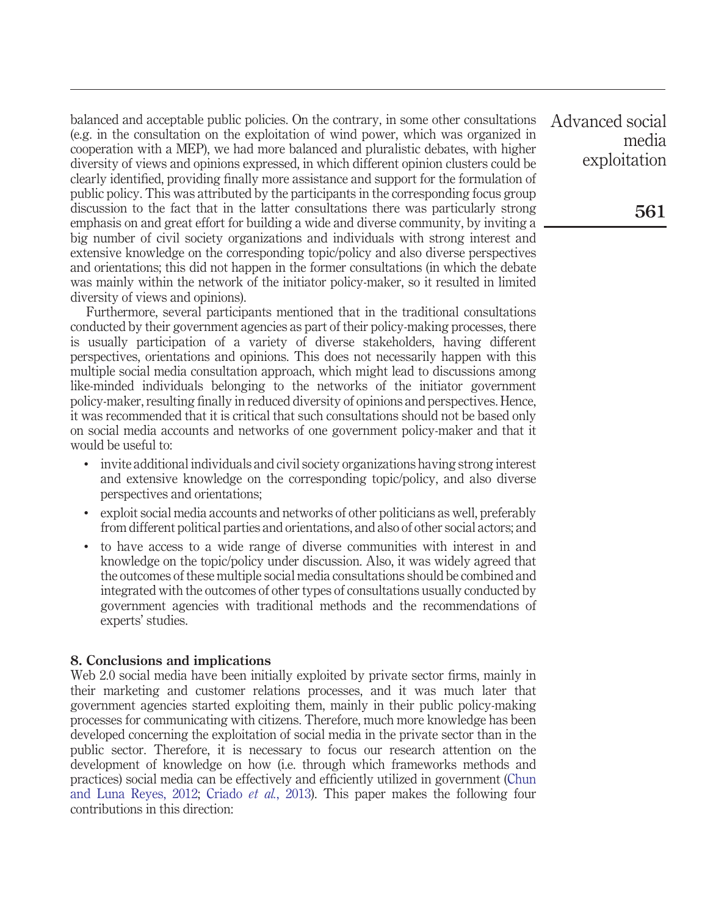balanced and acceptable public policies. On the contrary, in some other consultations (e.g. in the consultation on the exploitation of wind power, which was organized in cooperation with a MEP), we had more balanced and pluralistic debates, with higher diversity of views and opinions expressed, in which different opinion clusters could be clearly identified, providing finally more assistance and support for the formulation of public policy. This was attributed by the participants in the corresponding focus group discussion to the fact that in the latter consultations there was particularly strong emphasis on and great effort for building a wide and diverse community, by inviting a big number of civil society organizations and individuals with strong interest and extensive knowledge on the corresponding topic/policy and also diverse perspectives and orientations; this did not happen in the former consultations (in which the debate was mainly within the network of the initiator policy-maker, so it resulted in limited diversity of views and opinions).

Furthermore, several participants mentioned that in the traditional consultations conducted by their government agencies as part of their policy-making processes, there is usually participation of a variety of diverse stakeholders, having different perspectives, orientations and opinions. This does not necessarily happen with this multiple social media consultation approach, which might lead to discussions among like-minded individuals belonging to the networks of the initiator government policy-maker, resulting finally in reduced diversity of opinions and perspectives. Hence, it was recommended that it is critical that such consultations should not be based only on social media accounts and networks of one government policy-maker and that it would be useful to:

- invite additional individuals and civil society organizations having strong interest and extensive knowledge on the corresponding topic/policy, and also diverse perspectives and orientations;
- exploit social media accounts and networks of other politicians as well, preferably from different political parties and orientations, and also of other social actors; and
- to have access to a wide range of diverse communities with interest in and knowledge on the topic/policy under discussion. Also, it was widely agreed that the outcomes of these multiple social media consultations should be combined and integrated with the outcomes of other types of consultations usually conducted by government agencies with traditional methods and the recommendations of experts' studies.

## 8. Conclusions and implications

Web 2.0 social media have been initially exploited by private sector firms, mainly in their marketing and customer relations processes, and it was much later that government agencies started exploiting them, mainly in their public policy-making processes for communicating with citizens. Therefore, much more knowledge has been developed concerning the exploitation of social media in the private sector than in the public sector. Therefore, it is necessary to focus our research attention on the development of knowledge on how (i.e. through which frameworks methods and practices) social media can be effectively and efficiently utilized in government (Chun and Luna Reyes, 2012; Criado *et al.*, 2013). This paper makes the following four contributions in this direction: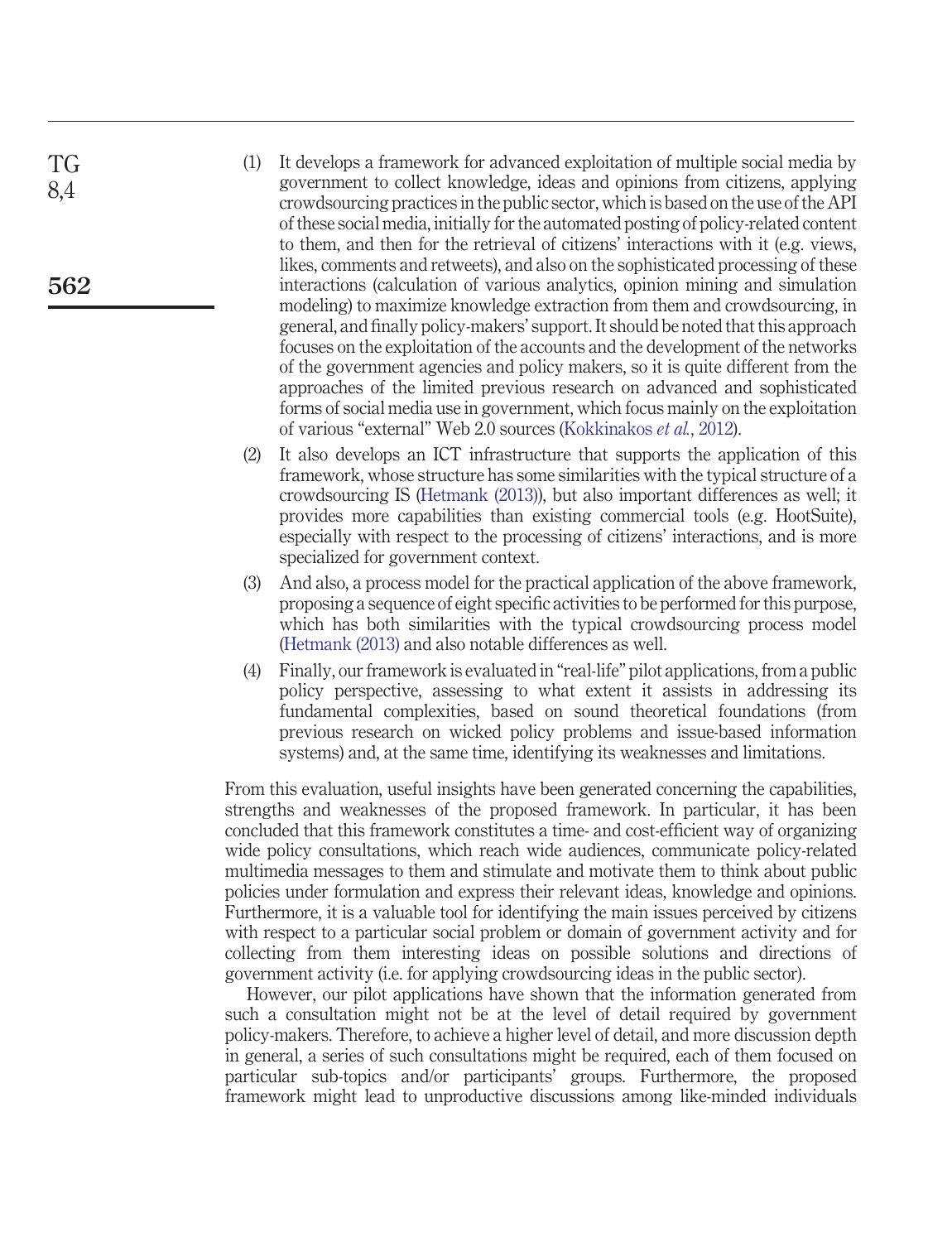(1) It develops a framework for advanced exploitation of multiple social media by government to collect knowledge, ideas and opinions from citizens, applying crowdsourcing practices in the public sector, which is based on the use of the API of these social media, initially for the automated posting of policy-related content to them, and then for the retrieval of citizens' interactions with it (e.g. views, likes, comments and retweets), and also on the sophisticated processing of these interactions (calculation of various analytics, opinion mining and simulation modeling) to maximize knowledge extraction from them and crowdsourcing, in general, and finally policy-makers' support. It should be noted that this approach focuses on the exploitation of the accounts and the development of the networks of the government agencies and policy makers, so it is quite different from the approaches of the limited previous research on advanced and sophisticated forms of social media use in government, which focus mainly on the exploitation of various "external" Web 2.0 sources (Kokkinakos *et al.*, 2012).

(2) It also develops an ICT infrastructure that supports the application of this framework, whose structure has some similarities with the typical structure of a crowdsourcing IS (Hetmank (2013)), but also important differences as well; it provides more capabilities than existing commercial tools (e.g. HootSuite), especially with respect to the processing of citizens' interactions, and is more specialized for government context.

(3) And also, a process model for the practical application of the above framework, proposing a sequence of eight specific activities to be performed for this purpose, which has both similarities with the typical crowdsourcing process model (Hetmank (2013) and also notable differences as well.

(4) Finally, our framework is evaluated in "real-life" pilot applications, from a public policy perspective, assessing to what extent it assists in addressing its fundamental complexities, based on sound theoretical foundations (from previous research on wicked policy problems and issue-based information systems) and, at the same time, identifying its weaknesses and limitations.

From this evaluation, useful insights have been generated concerning the capabilities, strengths and weaknesses of the proposed framework. In particular, it has been concluded that this framework constitutes a time- and cost-efficient way of organizing wide policy consultations, which reach wide audiences, communicate policy-related multimedia messages to them and stimulate and motivate them to think about public policies under formulation and express their relevant ideas, knowledge and opinions. Furthermore, it is a valuable tool for identifying the main issues perceived by citizens with respect to a particular social problem or domain of government activity and for collecting from them interesting ideas on possible solutions and directions of government activity (i.e. for applying crowdsourcing ideas in the public sector).

However, our pilot applications have shown that the information generated from such a consultation might not be at the level of detail required by government policy-makers. Therefore, to achieve a higher level of detail, and more discussion depth in general, a series of such consultations might be required, each of them focused on particular sub-topics and/or participants' groups. Furthermore, the proposed framework might lead to unproductive discussions among like-minded individuals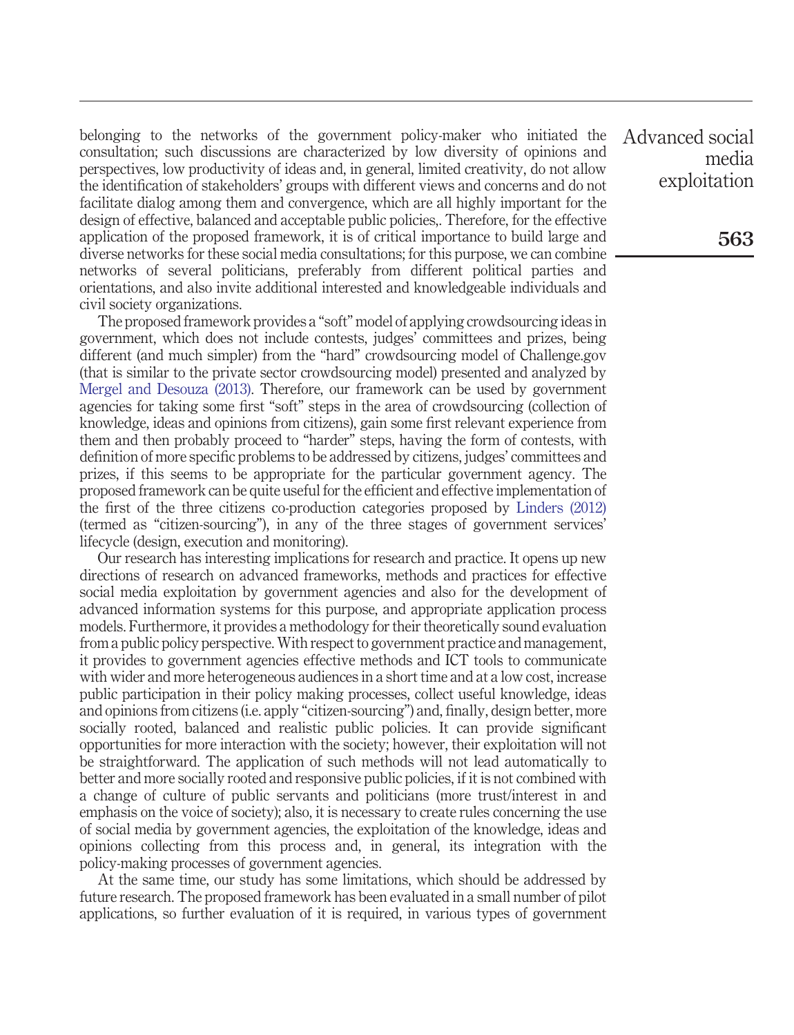belonging to the networks of the government policy-maker who initiated the consultation; such discussions are characterized by low diversity of opinions and perspectives, low productivity of ideas and, in general, limited creativity, do not allow the identification of stakeholders' groups with different views and concerns and do not facilitate dialog among them and convergence, which are all highly important for the design of effective, balanced and acceptable public policies,. Therefore, for the effective application of the proposed framework, it is of critical importance to build large and diverse networks for these social media consultations; for this purpose, we can combine networks of several politicians, preferably from different political parties and orientations, and also invite additional interested and knowledgeable individuals and civil society organizations.

The proposed framework provides a "soft" model of applying crowdsourcing ideas in government, which does not include contests, judges' committees and prizes, being different (and much simpler) from the "hard" crowdsourcing model of Challenge.gov (that is similar to the private sector crowdsourcing model) presented and analyzed by Mergel and Desouza (2013). Therefore, our framework can be used by government agencies for taking some first "soft" steps in the area of crowdsourcing (collection of knowledge, ideas and opinions from citizens), gain some first relevant experience from them and then probably proceed to "harder" steps, having the form of contests, with definition of more specific problems to be addressed by citizens, judges' committees and prizes, if this seems to be appropriate for the particular government agency. The proposed framework can be quite useful for the efficient and effective implementation of the first of the three citizens co-production categories proposed by Linders (2012) (termed as "citizen-sourcing"), in any of the three stages of government services' lifecycle (design, execution and monitoring).

Our research has interesting implications for research and practice. It opens up new directions of research on advanced frameworks, methods and practices for effective social media exploitation by government agencies and also for the development of advanced information systems for this purpose, and appropriate application process models. Furthermore, it provides a methodology for their theoretically sound evaluation from a public policy perspective. With respect to government practice and management, it provides to government agencies effective methods and ICT tools to communicate with wider and more heterogeneous audiences in a short time and at a low cost, increase public participation in their policy making processes, collect useful knowledge, ideas and opinions from citizens (i.e. apply "citizen-sourcing") and, finally, design better, more socially rooted, balanced and realistic public policies. It can provide significant opportunities for more interaction with the society; however, their exploitation will not be straightforward. The application of such methods will not lead automatically to better and more socially rooted and responsive public policies, if it is not combined with a change of culture of public servants and politicians (more trust/interest in and emphasis on the voice of society); also, it is necessary to create rules concerning the use of social media by government agencies, the exploitation of the knowledge, ideas and opinions collecting from this process and, in general, its integration with the policy-making processes of government agencies.

At the same time, our study has some limitations, which should be addressed by future research. The proposed framework has been evaluated in a small number of pilot applications, so further evaluation of it is required, in various types of government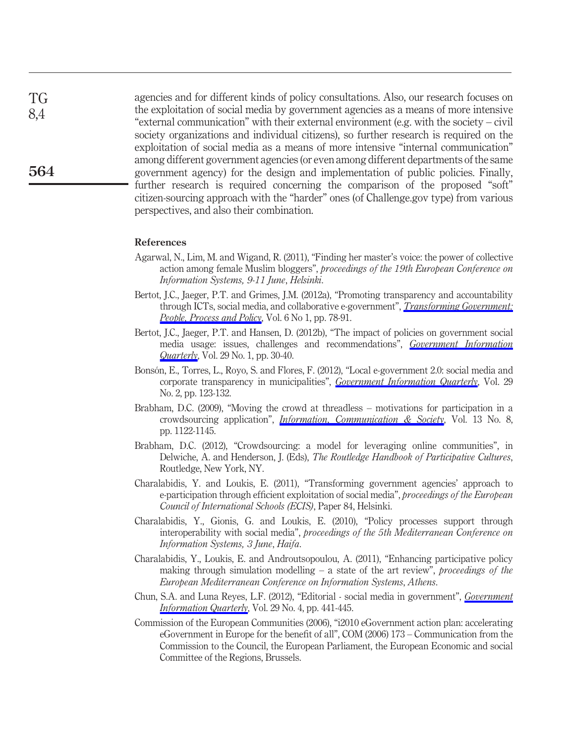agencies and for different kinds of policy consultations. Also, our research focuses on the exploitation of social media by government agencies as a means of more intensive "external communication" with their external environment (e.g. with the society – civil society organizations and individual citizens), so further research is required on the exploitation of social media as a means of more intensive "internal communication" among different government agencies (or even among different departments of the same government agency) for the design and implementation of public policies. Finally, further research is required concerning the comparison of the proposed "soft" citizen-sourcing approach with the "harder" ones (of Challenge.gov type) from various perspectives, and also their combination.

## References

Agarwal, N., Lim, M. and Wigand, R. (2011), "Finding her master's voice: the power of collective action among female Muslim bloggers", *proceedings of the 19th European Conference on Information Systems, 9-11 June*, *Helsinki*.

Bertot, J.C., Jaeger, P.T. and Grimes, J.M. (2012a), "Promoting transparency and accountability through ICTs, social media, and collaborative e-government", *Transforming Government: People, Process and Policy*, Vol. 6 No 1, pp. 78-91.

Bertot, J.C., Jaeger, P.T. and Hansen, D. (2012b), "The impact of policies on government social media usage: issues, challenges and recommendations", *Government Information Quarterly*, Vol. 29 No. 1, pp. 30-40.

Bonsón, E., Torres, L., Royo, S. and Flores, F. (2012), "Local e-government 2.0: social media and corporate transparency in municipalities", *Government Information Quarterly*, Vol. 29 No. 2, pp. 123-132.

Brabham, D.C. (2009), "Moving the crowd at threadless – motivations for participation in a crowdsourcing application", *Information, Communication & Society*, Vol. 13 No. 8, pp. 1122-1145.

Brabham, D.C. (2012), "Crowdsourcing: a model for leveraging online communities", in Delwiche, A. and Henderson, J. (Eds), *The Routledge Handbook of Participative Cultures*, Routledge, New York, NY.

Charalabidis, Y. and Loukis, E. (2011), "Transforming government agencies' approach to e-participation through efficient exploitation of social media", *proceedings of the European Council of International Schools (ECIS)*, Paper 84, Helsinki.

Charalabidis, Y., Gionis, G. and Loukis, E. (2010), "Policy processes support through interoperability with social media", *proceedings of the 5th Mediterranean Conference on Information Systems, 3 June*, *Haifa*.

Charalabidis, Y., Loukis, E. and Androutsopoulou, A. (2011), "Enhancing participative policy making through simulation modelling – a state of the art review", *proceedings of the European Mediterranean Conference on Information Systems*, *Athens*.

Chun, S.A. and Luna Reyes, L.F. (2012), "Editorial - social media in government", *Government Information Quarterly*, Vol. 29 No. 4, pp. 441-445.

Commission of the European Communities (2006), "i2010 eGovernment action plan: accelerating eGovernment in Europe for the benefit of all", COM (2006) 173 – Communication from the Commission to the Council, the European Parliament, the European Economic and social Committee of the Regions, Brussels.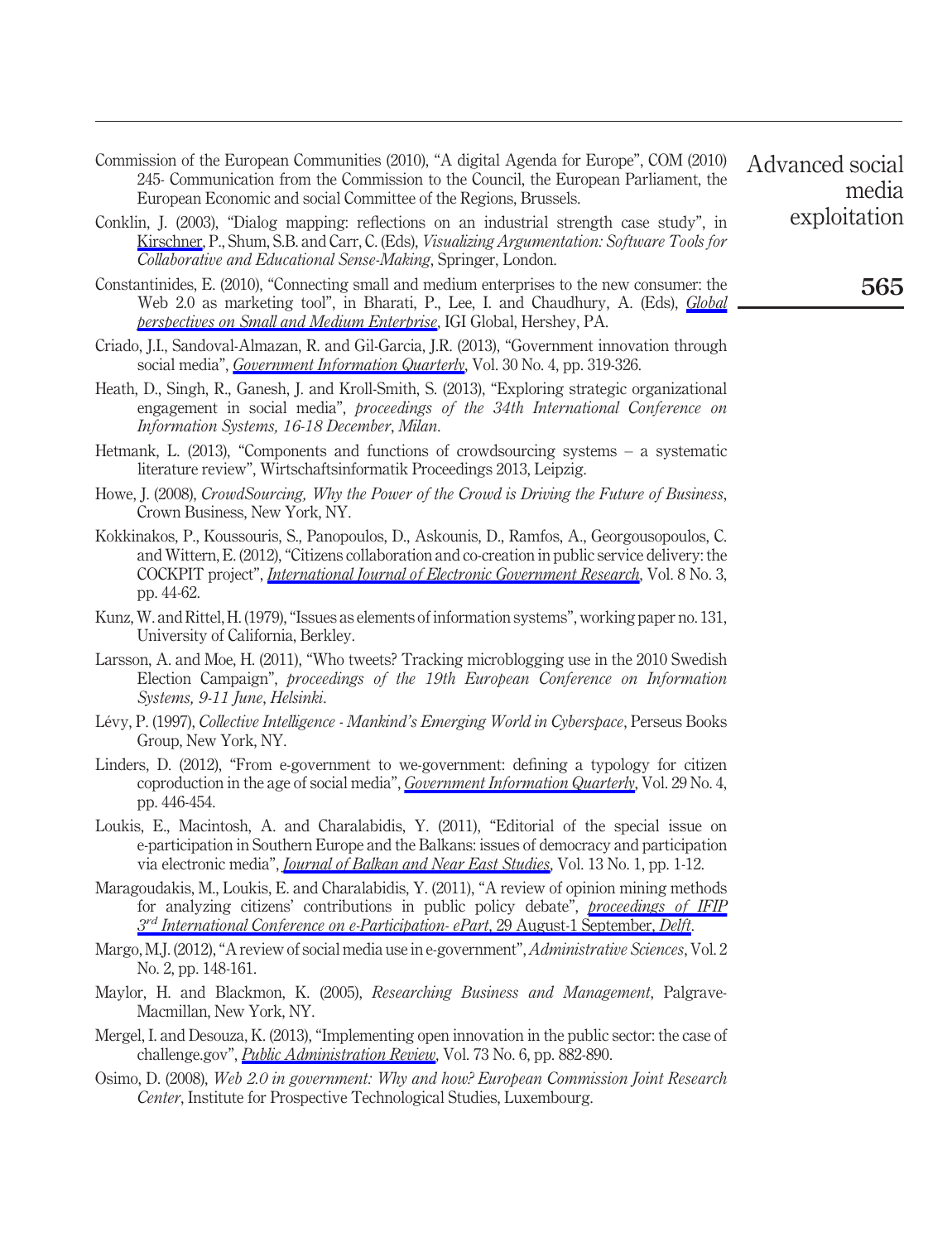Commission of the European Communities (2010), "A digital Agenda for Europe", COM (2010) 245- Communication from the Commission to the Council, the European Parliament, the European Economic and social Committee of the Regions, Brussels.

Conklin, J. (2003), "Dialog mapping: reflections on an industrial strength case study", in Kirschner, P., Shum, S.B. and Carr, C. (Eds), *Visualizing Argumentation: Software Tools for Collaborative and Educational Sense-Making*, Springer, London.

Constantinides, E. (2010), "Connecting small and medium enterprises to the new consumer: the Web 2.0 as marketing tool", in Bharati, P., Lee, I. and Chaudhury, A. (Eds), *Global perspectives on Small and Medium Enterprise*, IGI Global, Hershey, PA.

Criado, J.I., Sandoval-Almazan, R. and Gil-Garcia, J.R. (2013), "Government innovation through social media", *Government Information Quarterly*, Vol. 30 No. 4, pp. 319-326.

Heath, D., Singh, R., Ganesh, J. and Kroll-Smith, S. (2013), "Exploring strategic organizational engagement in social media", *proceedings of the 34th International Conference on Information Systems, 16-18 December*, *Milan*.

Hetmank, L. (2013), "Components and functions of crowdsourcing systems – a systematic literature review", Wirtschaftsinformatik Proceedings 2013, Leipzig.

Howe, J. (2008), *CrowdSourcing, Why the Power of the Crowd is Driving the Future of Business*, Crown Business, New York, NY.

Kokkinakos, P., Koussouris, S., Panopoulos, D., Askounis, D., Ramfos, A., Georgousopoulos, C. and Wittern, E. (2012), "Citizens collaboration and co-creation in public service delivery: the COCKPIT project", *International Journal of Electronic Government Research*, Vol. 8 No. 3, pp. 44-62.

Kunz, W. and Rittel, H. (1979), "Issues as elements of information systems", working paper no. 131, University of California, Berkley.

Larsson, A. and Moe, H. (2011), "Who tweets? Tracking microblogging use in the 2010 Swedish Election Campaign", *proceedings of the 19th European Conference on Information Systems, 9-11 June*, *Helsinki*.

Lévy, P. (1997), *Collective Intelligence - Mankind's Emerging World in Cyberspace*, Perseus Books Group, New York, NY.

Linders, D. (2012), "From e-government to we-government: defining a typology for citizen coproduction in the age of social media", *Government Information Quarterly*, Vol. 29 No. 4, pp. 446-454.

Loukis, E., Macintosh, A. and Charalabidis, Y. (2011), "Editorial of the special issue on e-participation in Southern Europe and the Balkans: issues of democracy and participation via electronic media", *Journal of Balkan and Near East Studies*, Vol. 13 No. 1, pp. 1-12.

Maragoudakis, M., Loukis, E. and Charalabidis, Y. (2011), "A review of opinion mining methods for analyzing citizens' contributions in public policy debate", *proceedings of IFIP 3rd International Conference on e-Participation- ePart*, 29 August-1 September, *Delft*.

Margo, M.J. (2012), "A review of social media use in e-government", *Administrative Sciences*, Vol. 2 No. 2, pp. 148-161.

Maylor, H. and Blackmon, K. (2005), *Researching Business and Management*, Palgrave-Macmillan, New York, NY.

Mergel, I. and Desouza, K. (2013), "Implementing open innovation in the public sector: the case of challenge.gov", *Public Administration Review*, Vol. 73 No. 6, pp. 882-890.

Osimo, D. (2008), *Web 2.0 in government: Why and how? European Commission Joint Research Center*, Institute for Prospective Technological Studies, Luxembourg.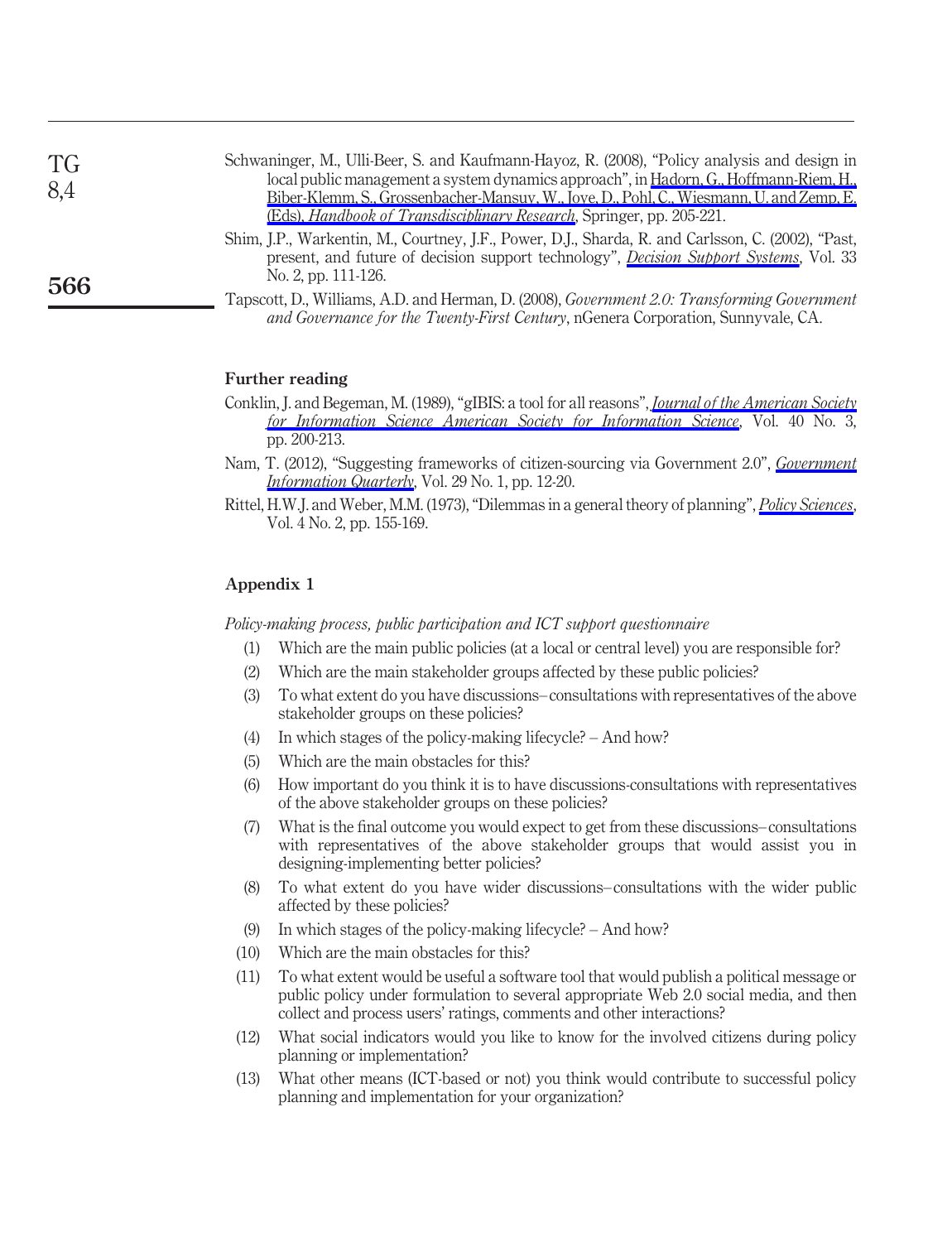Schwaninger, M., Ulli-Beer, S. and Kaufmann-Hayoz, R. (2008), "Policy analysis and design in local public management a system dynamics approach", in Hadorn, G., Hoffmann-Riem, H., Biber-Klemm, S., Grossenbacher-Mansuy, W., Joye, D., Pohl, C., Wiesmann, U. and Zemp, E. (Eds), *Handbook of Transdisciplinary Research*, Springer, pp. 205-221.

Shim, J.P., Warkentin, M., Courtney, J.F., Power, D.J., Sharda, R. and Carlsson, C. (2002), "Past, present, and future of decision support technology", *Decision Support Systems*, Vol. 33 No. 2, pp. 111-126.

Tapscott, D., Williams, A.D. and Herman, D. (2008), *Government 2.0: Transforming Government and Governance for the Twenty-First Century*, nGenera Corporation, Sunnyvale, CA.

## Further reading

Conklin, J. and Begeman, M. (1989), "gIBIS: a tool for all reasons", *Journal of the American Society for Information Science American Society for Information Science*, Vol. 40 No. 3, pp. 200-213.

Nam, T. (2012), "Suggesting frameworks of citizen-sourcing via Government 2.0", *Government Information Quarterly*, Vol. 29 No. 1, pp. 12-20.

Rittel, H.W.J. and Weber, M.M. (1973), "Dilemmas in a general theory of planning", *Policy Sciences*, Vol. 4 No. 2, pp. 155-169.

## Appendix 1

*Policy-making process, public participation and ICT support questionnaire*

(1) Which are the main public policies (at a local or central level) you are responsible for?

(2) Which are the main stakeholder groups affected by these public policies?

(3) To what extent do you have discussions– consultations with representatives of the above stakeholder groups on these policies?

(4) In which stages of the policy-making lifecycle? – And how?

(5) Which are the main obstacles for this?

(6) How important do you think it is to have discussions-consultations with representatives of the above stakeholder groups on these policies?

(7) What is the final outcome you would expect to get from these discussions– consultations with representatives of the above stakeholder groups that would assist you in designing-implementing better policies?

(8) To what extent do you have wider discussions– consultations with the wider public affected by these policies?

(9) In which stages of the policy-making lifecycle? – And how?

(10) Which are the main obstacles for this?

(11) To what extent would be useful a software tool that would publish a political message or public policy under formulation to several appropriate Web 2.0 social media, and then collect and process users' ratings, comments and other interactions?

(12) What social indicators would you like to know for the involved citizens during policy planning or implementation?

(13) What other means (ICT-based or not) you think would contribute to successful policy planning and implementation for your organization?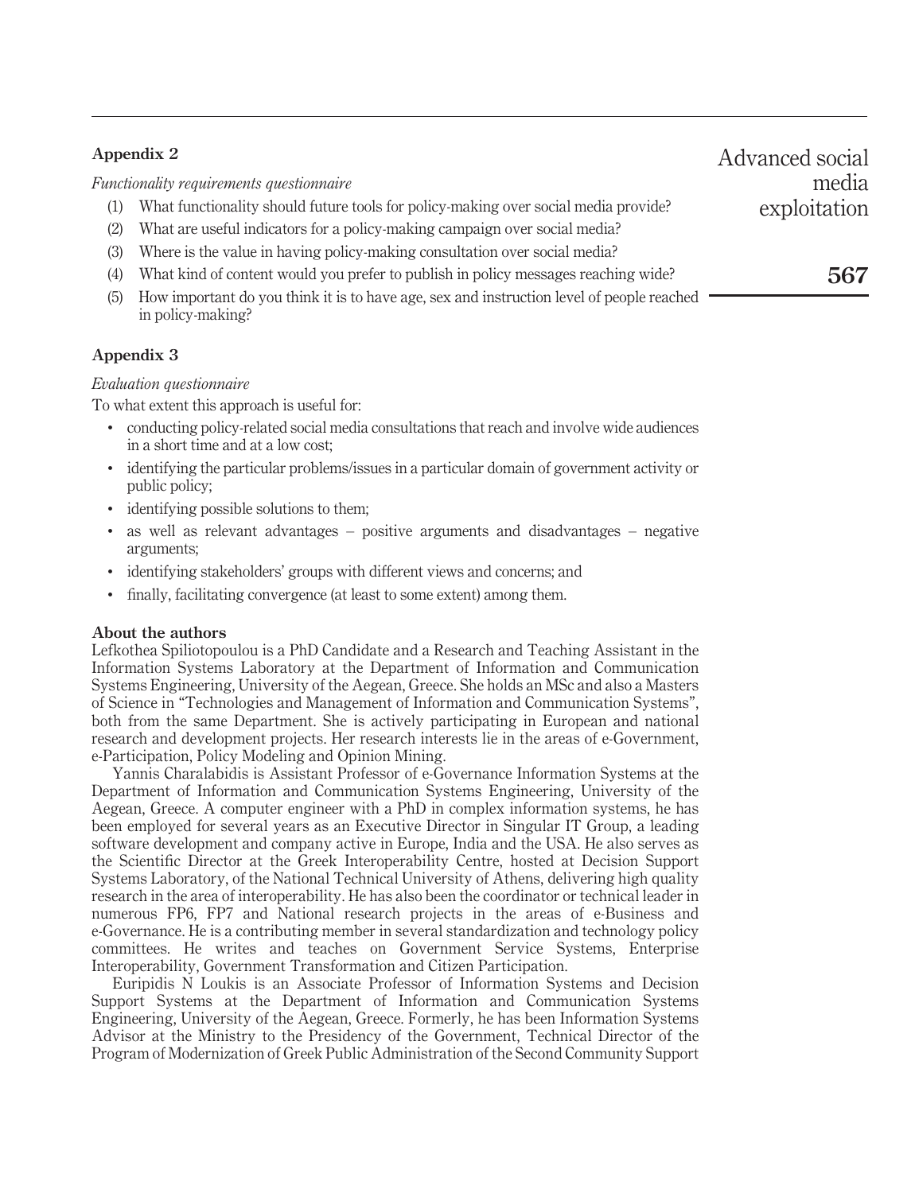## Appendix 2

*Functionality requirements questionnaire*

(1) What functionality should future tools for policy-making over social media provide?

(2) What are useful indicators for a policy-making campaign over social media?

(3) Where is the value in having policy-making consultation over social media?

(4) What kind of content would you prefer to publish in policy messages reaching wide?

(5) How important do you think it is to have age, sex and instruction level of people reached in policy-making?

## Appendix 3

*Evaluation questionnaire*

To what extent this approach is useful for:

- conducting policy-related social media consultations that reach and involve wide audiences in a short time and at a low cost;
- identifying the particular problems/issues in a particular domain of government activity or public policy;
- identifying possible solutions to them;
- as well as relevant advantages – positive arguments and disadvantages – negative arguments;
- identifying stakeholders' groups with different views and concerns; and
- finally, facilitating convergence (at least to some extent) among them.

## About the authors

Lefkothea Spiliotopoulou is a PhD Candidate and a Research and Teaching Assistant in the Information Systems Laboratory at the Department of Information and Communication Systems Engineering, University of the Aegean, Greece. She holds an MSc and also a Masters of Science in "Technologies and Management of Information and Communication Systems", both from the same Department. She is actively participating in European and national research and development projects. Her research interests lie in the areas of e-Government, e-Participation, Policy Modeling and Opinion Mining.

Yannis Charalabidis is Assistant Professor of e-Governance Information Systems at the Department of Information and Communication Systems Engineering, University of the Aegean, Greece. A computer engineer with a PhD in complex information systems, he has been employed for several years as an Executive Director in Singular IT Group, a leading software development and company active in Europe, India and the USA. He also serves as the Scientific Director at the Greek Interoperability Centre, hosted at Decision Support Systems Laboratory, of the National Technical University of Athens, delivering high quality research in the area of interoperability. He has also been the coordinator or technical leader in numerous FP6, FP7 and National research projects in the areas of e-Business and e-Governance. He is a contributing member in several standardization and technology policy committees. He writes and teaches on Government Service Systems, Enterprise Interoperability, Government Transformation and Citizen Participation.

Euripidis N Loukis is an Associate Professor of Information Systems and Decision Support Systems at the Department of Information and Communication Systems Engineering, University of the Aegean, Greece. Formerly, he has been Information Systems Advisor at the Ministry to the Presidency of the Government, Technical Director of the Program of Modernization of Greek Public Administration of the Second Community Support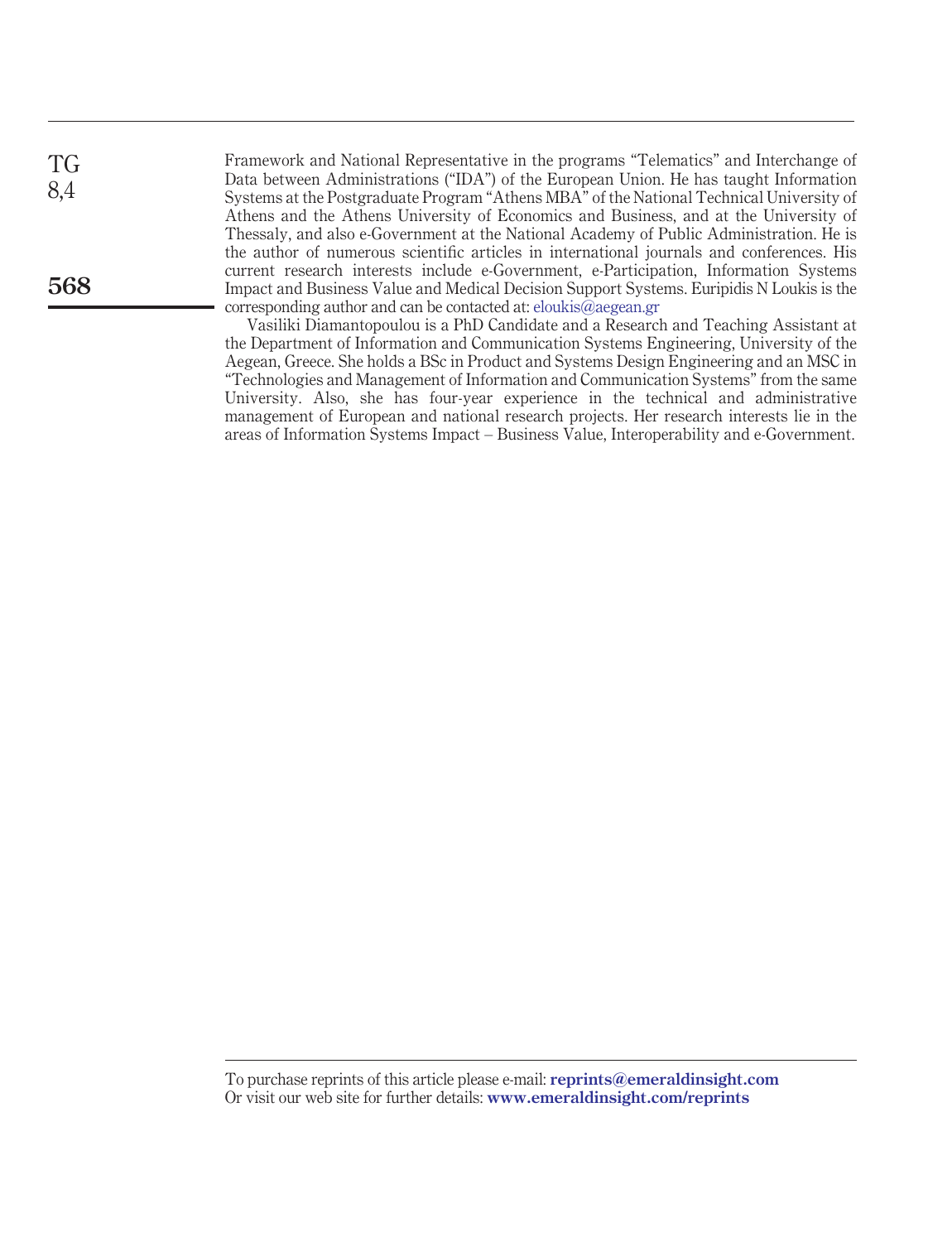Framework and National Representative in the programs "Telematics" and Interchange of Data between Administrations ("IDA") of the European Union. He has taught Information Systems at the Postgraduate Program "Athens MBA" of the National Technical University of Athens and the Athens University of Economics and Business, and at the University of Thessaly, and also e-Government at the National Academy of Public Administration. He is the author of numerous scientific articles in international journals and conferences. His current research interests include e-Government, e-Participation, Information Systems Impact and Business Value and Medical Decision Support Systems. Euripidis N Loukis is the corresponding author and can be contacted at: eloukis@aegean.gr

Vasiliki Diamantopoulou is a PhD Candidate and a Research and Teaching Assistant at the Department of Information and Communication Systems Engineering, University of the Aegean, Greece. She holds a BSc in Product and Systems Design Engineering and an MSC in "Technologies and Management of Information and Communication Systems" from the same University. Also, she has four-year experience in the technical and administrative management of European and national research projects. Her research interests lie in the areas of Information Systems Impact – Business Value, Interoperability and e-Government.

To purchase reprints of this article please e-mail: **reprints@emeraldinsight.com**
Or visit our web site for further details: **www.emeraldinsight.com/reprints**